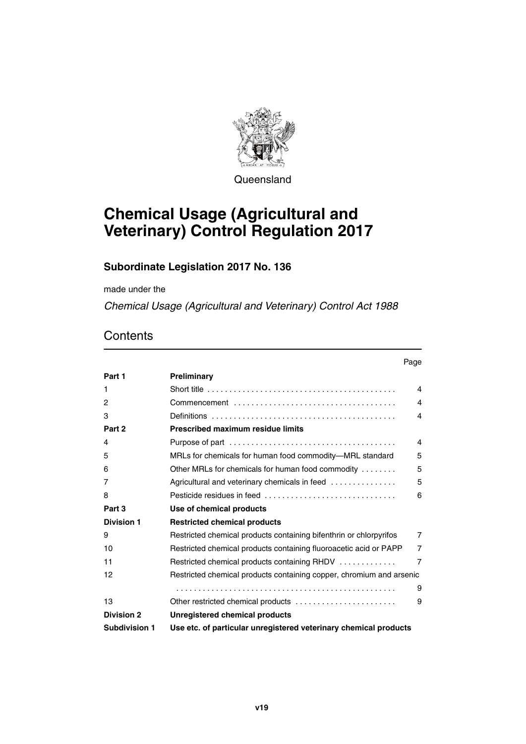Queensland

# Chemical Usage (Agricultural and Veterinary) Control Regulation 2017

## Subordinate Legislation 2017 No. 136

made under the

*Chemical Usage (Agricultural and Veterinary) Control Act 1988*

## Contents

| | | Page |
|---|---|---|
| **Part 1** | **Preliminary** | |
| 1 | Short title | 4 |
| 2 | Commencement | 4 |
| 3 | Definitions | 4 |
| **Part 2** | **Prescribed maximum residue limits** | |
| 4 | Purpose of part | 4 |
| 5 | MRLs for chemicals for human food commodity—MRL standard | 5 |
| 6 | Other MRLs for chemicals for human food commodity | 5 |
| 7 | Agricultural and veterinary chemicals in feed | 5 |
| 8 | Pesticide residues in feed | 6 |
| **Part 3** | **Use of chemical products** | |
| **Division 1** | **Restricted chemical products** | |
| 9 | Restricted chemical products containing bifenthrin or chlorpyrifos | 7 |
| 10 | Restricted chemical products containing fluoroacetic acid or PAPP | 7 |
| 11 | Restricted chemical products containing RHDV | 7 |
| 12 | Restricted chemical products containing copper, chromium and arsenic | 9 |
| 13 | Other restricted chemical products | 9 |
| **Division 2** | **Unregistered chemical products** | |
| **Subdivision 1** | **Use etc. of particular unregistered veterinary chemical products** | |

v19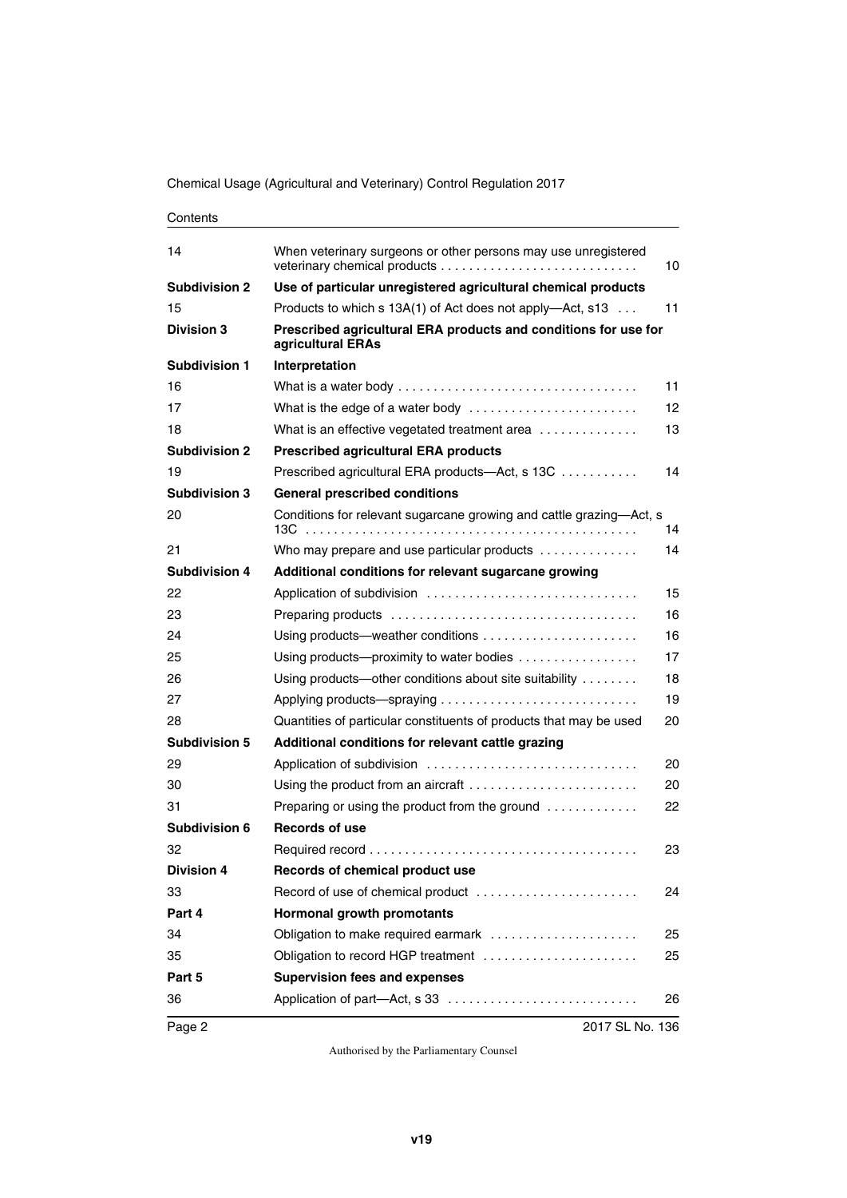| | | |
|---|---|---|
| 14 | When veterinary surgeons or other persons may use unregistered veterinary chemical products | 10 |
| **Subdivision 2** | **Use of particular unregistered agricultural chemical products** | |
| 15 | Products to which s 13A(1) of Act does not apply—Act, s13 | 11 |
| **Division 3** | **Prescribed agricultural ERA products and conditions for use for agricultural ERAs** | |
| **Subdivision 1** | **Interpretation** | |
| 16 | What is a water body | 11 |
| 17 | What is the edge of a water body | 12 |
| 18 | What is an effective vegetated treatment area | 13 |
| **Subdivision 2** | **Prescribed agricultural ERA products** | |
| 19 | Prescribed agricultural ERA products—Act, s 13C | 14 |
| **Subdivision 3** | **General prescribed conditions** | |
| 20 | Conditions for relevant sugarcane growing and cattle grazing—Act, s 13C | 14 |
| 21 | Who may prepare and use particular products | 14 |
| **Subdivision 4** | **Additional conditions for relevant sugarcane growing** | |
| 22 | Application of subdivision | 15 |
| 23 | Preparing products | 16 |
| 24 | Using products—weather conditions | 16 |
| 25 | Using products—proximity to water bodies | 17 |
| 26 | Using products—other conditions about site suitability | 18 |
| 27 | Applying products—spraying | 19 |
| 28 | Quantities of particular constituents of products that may be used | 20 |
| **Subdivision 5** | **Additional conditions for relevant cattle grazing** | |
| 29 | Application of subdivision | 20 |
| 30 | Using the product from an aircraft | 20 |
| 31 | Preparing or using the product from the ground | 22 |
| **Subdivision 6** | **Records of use** | |
| 32 | Required record | 23 |
| **Division 4** | **Records of chemical product use** | |
| 33 | Record of use of chemical product | 24 |
| **Part 4** | **Hormonal growth promotants** | |
| 34 | Obligation to make required earmark | 25 |
| 35 | Obligation to record HGP treatment | 25 |
| **Part 5** | **Supervision fees and expenses** | |
| 36 | Application of part—Act, s 33 | 26 |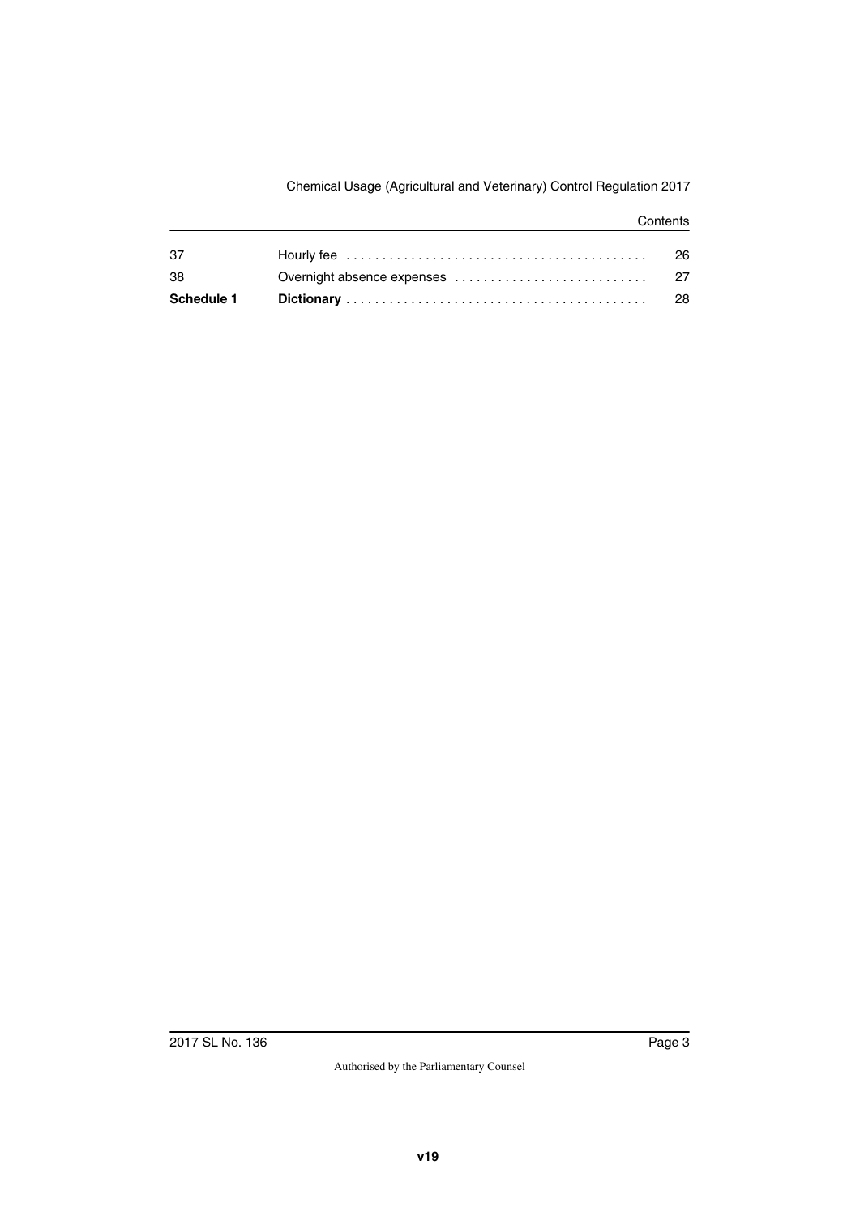| | | |
|---|---|---|
| 37 | Hourly fee | 26 |
| 38 | Overnight absence expenses | 27 |
| **Schedule 1** | **Dictionary** | 28 |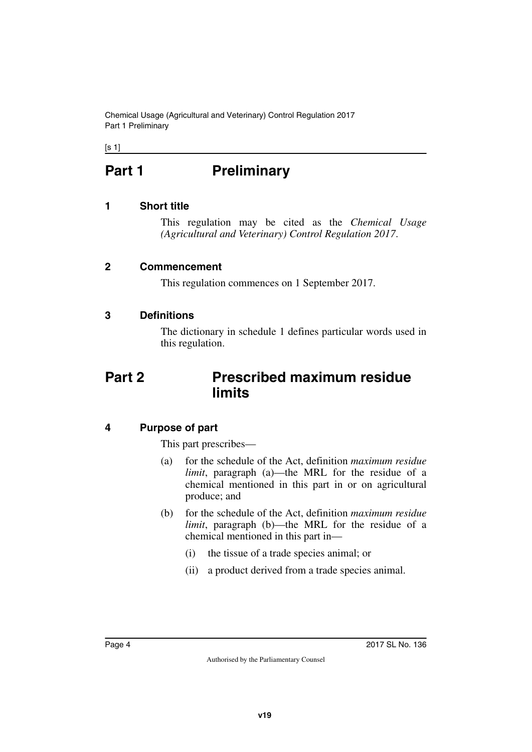# Part 1 Preliminary

### 1 Short title

This regulation may be cited as the *Chemical Usage (Agricultural and Veterinary) Control Regulation 2017*.

### 2 Commencement

This regulation commences on 1 September 2017.

### 3 Definitions

The dictionary in schedule 1 defines particular words used in this regulation.

# Part 2 Prescribed maximum residue limits

### 4 Purpose of part

This part prescribes—

(a) for the schedule of the Act, definition *maximum residue limit*, paragraph (a)—the MRL for the residue of a chemical mentioned in this part in or on agricultural produce; and

(b) for the schedule of the Act, definition *maximum residue limit*, paragraph (b)—the MRL for the residue of a chemical mentioned in this part in—

(i) the tissue of a trade species animal; or

(ii) a product derived from a trade species animal.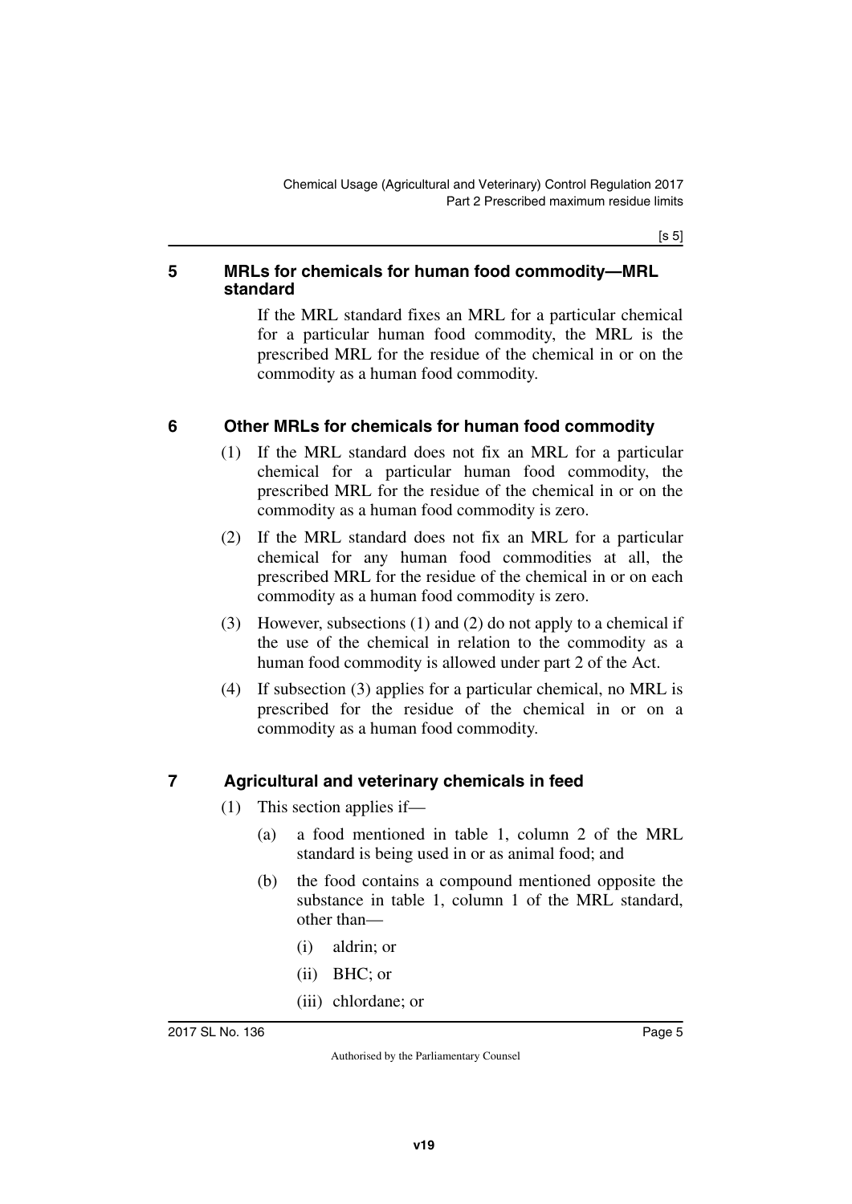## 5 MRLs for chemicals for human food commodity—MRL standard

If the MRL standard fixes an MRL for a particular chemical for a particular human food commodity, the MRL is the prescribed MRL for the residue of the chemical in or on the commodity as a human food commodity.

## 6 Other MRLs for chemicals for human food commodity

(1) If the MRL standard does not fix an MRL for a particular chemical for a particular human food commodity, the prescribed MRL for the residue of the chemical in or on the commodity as a human food commodity is zero.

(2) If the MRL standard does not fix an MRL for a particular chemical for any human food commodities at all, the prescribed MRL for the residue of the chemical in or on each commodity as a human food commodity is zero.

(3) However, subsections (1) and (2) do not apply to a chemical if the use of the chemical in relation to the commodity as a human food commodity is allowed under part 2 of the Act.

(4) If subsection (3) applies for a particular chemical, no MRL is prescribed for the residue of the chemical in or on a commodity as a human food commodity.

## 7 Agricultural and veterinary chemicals in feed

(1) This section applies if—

- (a) a food mentioned in table 1, column 2 of the MRL standard is being used in or as animal food; and
- (b) the food contains a compound mentioned opposite the substance in table 1, column 1 of the MRL standard, other than—
  - (i) aldrin; or
  - (ii) BHC; or
  - (iii) chlordane; or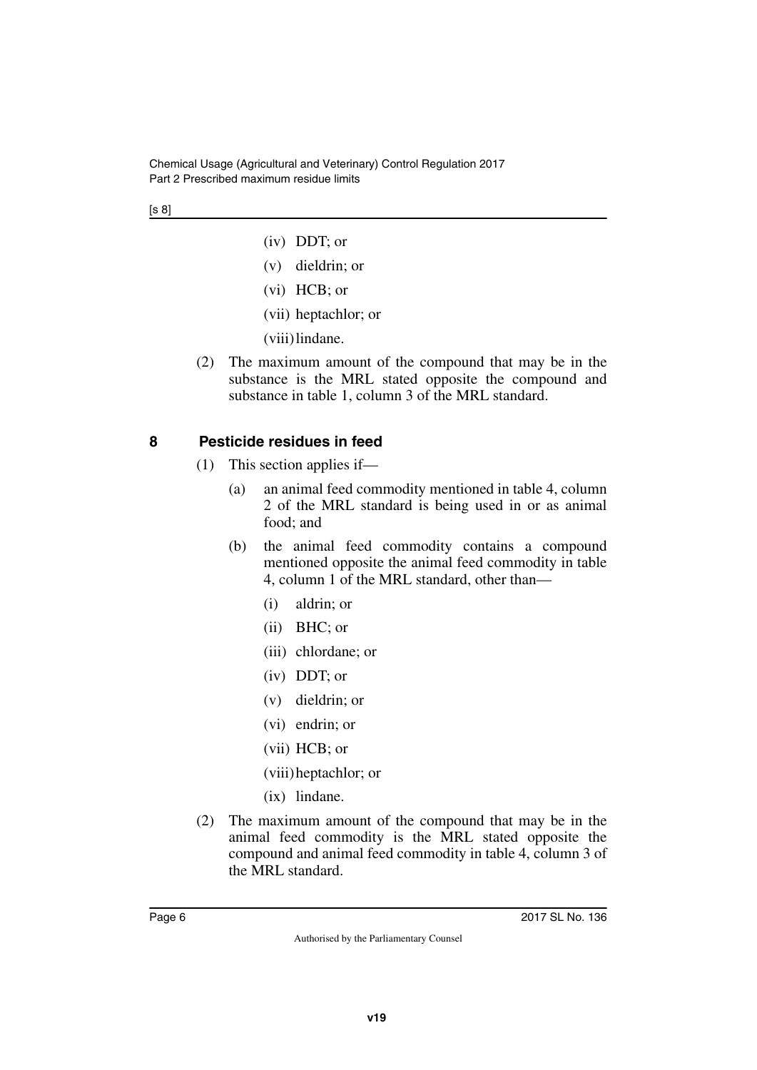(iv) DDT; or

(v) dieldrin; or

(vi) HCB; or

(vii) heptachlor; or

(viii) lindane.

(2) The maximum amount of the compound that may be in the substance is the MRL stated opposite the compound and substance in table 1, column 3 of the MRL standard.

## 8 Pesticide residues in feed

(1) This section applies if—

(a) an animal feed commodity mentioned in table 4, column 2 of the MRL standard is being used in or as animal food; and

(b) the animal feed commodity contains a compound mentioned opposite the animal feed commodity in table 4, column 1 of the MRL standard, other than—

(i) aldrin; or

(ii) BHC; or

(iii) chlordane; or

(iv) DDT; or

(v) dieldrin; or

(vi) endrin; or

(vii) HCB; or

(viii) heptachlor; or

(ix) lindane.

(2) The maximum amount of the compound that may be in the animal feed commodity is the MRL stated opposite the compound and animal feed commodity in table 4, column 3 of the MRL standard.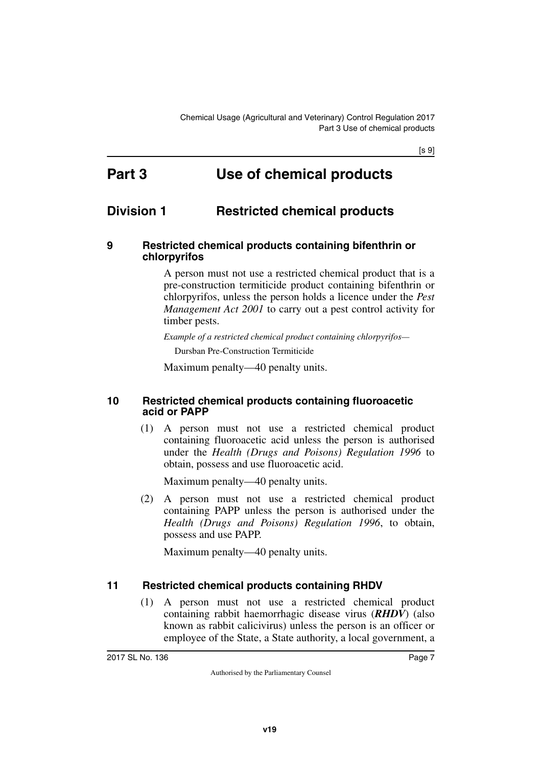# Part 3 Use of chemical products

## Division 1 Restricted chemical products

### 9 Restricted chemical products containing bifenthrin or chlorpyrifos

A person must not use a restricted chemical product that is a pre-construction termiticide product containing bifenthrin or chlorpyrifos, unless the person holds a licence under the *Pest Management Act 2001* to carry out a pest control activity for timber pests.

*Example of a restricted chemical product containing chlorpyrifos—*

Dursban Pre-Construction Termiticide

Maximum penalty—40 penalty units.

### 10 Restricted chemical products containing fluoroacetic acid or PAPP

(1) A person must not use a restricted chemical product containing fluoroacetic acid unless the person is authorised under the *Health (Drugs and Poisons) Regulation 1996* to obtain, possess and use fluoroacetic acid.

Maximum penalty—40 penalty units.

(2) A person must not use a restricted chemical product containing PAPP unless the person is authorised under the *Health (Drugs and Poisons) Regulation 1996*, to obtain, possess and use PAPP.

Maximum penalty—40 penalty units.

### 11 Restricted chemical products containing RHDV

(1) A person must not use a restricted chemical product containing rabbit haemorrhagic disease virus (***RHDV***) (also known as rabbit calicivirus) unless the person is an officer or employee of the State, a State authority, a local government, a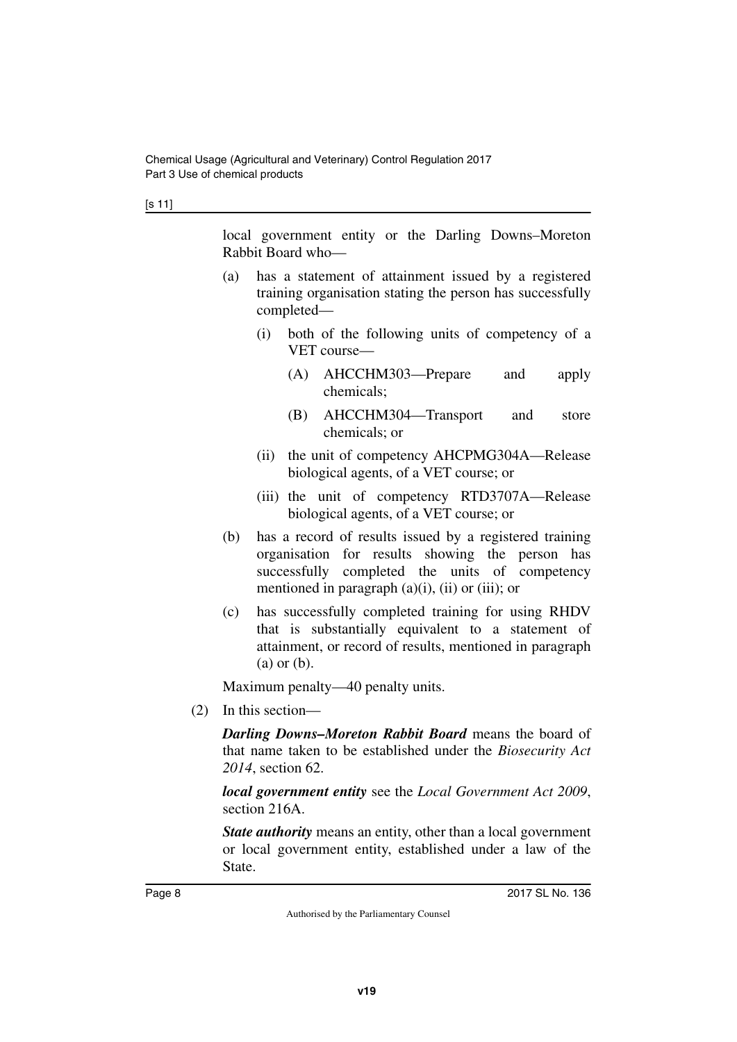local government entity or the Darling Downs–Moreton Rabbit Board who—

(a) has a statement of attainment issued by a registered training organisation stating the person has successfully completed—

  (i) both of the following units of competency of a VET course—

    (A) AHCCHM303—Prepare and apply chemicals;

    (B) AHCCHM304—Transport and store chemicals; or

  (ii) the unit of competency AHCPMG304A—Release biological agents, of a VET course; or

  (iii) the unit of competency RTD3707A—Release biological agents, of a VET course; or

(b) has a record of results issued by a registered training organisation for results showing the person has successfully completed the units of competency mentioned in paragraph (a)(i), (ii) or (iii); or

(c) has successfully completed training for using RHDV that is substantially equivalent to a statement of attainment, or record of results, mentioned in paragraph (a) or (b).

Maximum penalty—40 penalty units.

(2) In this section—

***Darling Downs–Moreton Rabbit Board*** means the board of that name taken to be established under the *Biosecurity Act 2014*, section 62.

***local government entity*** see the *Local Government Act 2009*, section 216A.

***State authority*** means an entity, other than a local government or local government entity, established under a law of the State.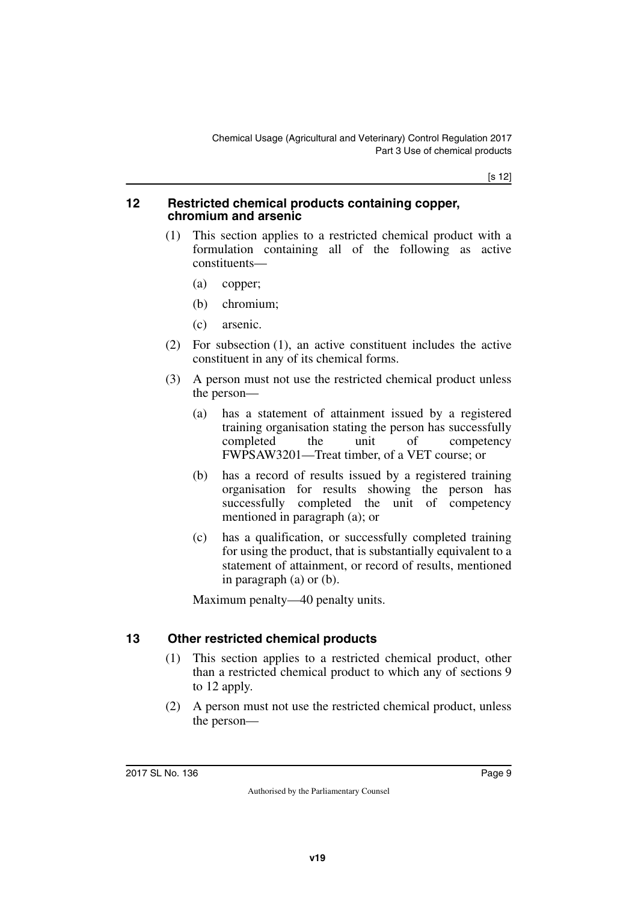## 12 Restricted chemical products containing copper, chromium and arsenic

(1) This section applies to a restricted chemical product with a formulation containing all of the following as active constituents—

(a) copper;

(b) chromium;

(c) arsenic.

(2) For subsection (1), an active constituent includes the active constituent in any of its chemical forms.

(3) A person must not use the restricted chemical product unless the person—

(a) has a statement of attainment issued by a registered training organisation stating the person has successfully completed the unit of competency FWPSAW3201—Treat timber, of a VET course; or

(b) has a record of results issued by a registered training organisation for results showing the person has successfully completed the unit of competency mentioned in paragraph (a); or

(c) has a qualification, or successfully completed training for using the product, that is substantially equivalent to a statement of attainment, or record of results, mentioned in paragraph (a) or (b).

Maximum penalty—40 penalty units.

## 13 Other restricted chemical products

(1) This section applies to a restricted chemical product, other than a restricted chemical product to which any of sections 9 to 12 apply.

(2) A person must not use the restricted chemical product, unless the person—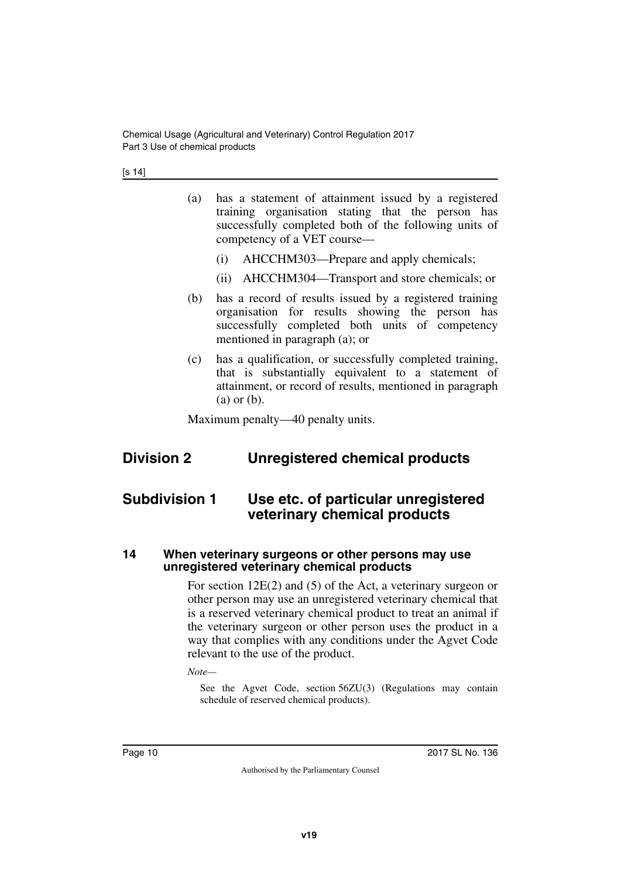(a) has a statement of attainment issued by a registered training organisation stating that the person has successfully completed both of the following units of competency of a VET course—

   (i) AHCCHM303—Prepare and apply chemicals;

   (ii) AHCCHM304—Transport and store chemicals; or

(b) has a record of results issued by a registered training organisation for results showing the person has successfully completed both units of competency mentioned in paragraph (a); or

(c) has a qualification, or successfully completed training, that is substantially equivalent to a statement of attainment, or record of results, mentioned in paragraph (a) or (b).

Maximum penalty—40 penalty units.

## Division 2 Unregistered chemical products

## Subdivision 1 Use etc. of particular unregistered veterinary chemical products

### 14 When veterinary surgeons or other persons may use unregistered veterinary chemical products

For section 12E(2) and (5) of the Act, a veterinary surgeon or other person may use an unregistered veterinary chemical that is a reserved veterinary chemical product to treat an animal if the veterinary surgeon or other person uses the product in a way that complies with any conditions under the Agvet Code relevant to the use of the product.

*Note—*

See the Agvet Code, section 56ZU(3) (Regulations may contain schedule of reserved chemical products).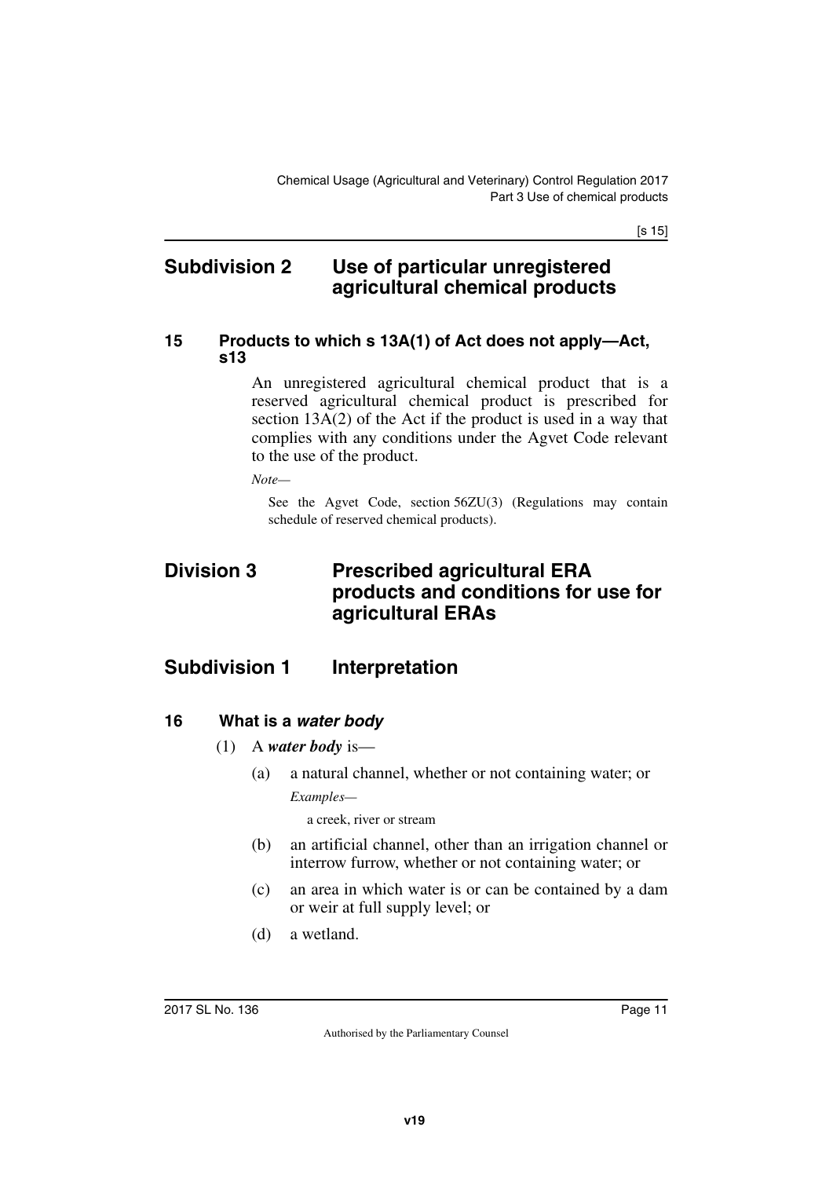## Subdivision 2 Use of particular unregistered agricultural chemical products

### 15 Products to which s 13A(1) of Act does not apply—Act, s13

An unregistered agricultural chemical product that is a reserved agricultural chemical product is prescribed for section 13A(2) of the Act if the product is used in a way that complies with any conditions under the Agvet Code relevant to the use of the product.

*Note—*

See the Agvet Code, section 56ZU(3) (Regulations may contain schedule of reserved chemical products).

# Division 3 Prescribed agricultural ERA products and conditions for use for agricultural ERAs

## Subdivision 1 Interpretation

### 16 What is a *water body*

(1) A ***water body*** is—

(a) a natural channel, whether or not containing water; or

*Examples—*

a creek, river or stream

(b) an artificial channel, other than an irrigation channel or interrow furrow, whether or not containing water; or

(c) an area in which water is or can be contained by a dam or weir at full supply level; or

(d) a wetland.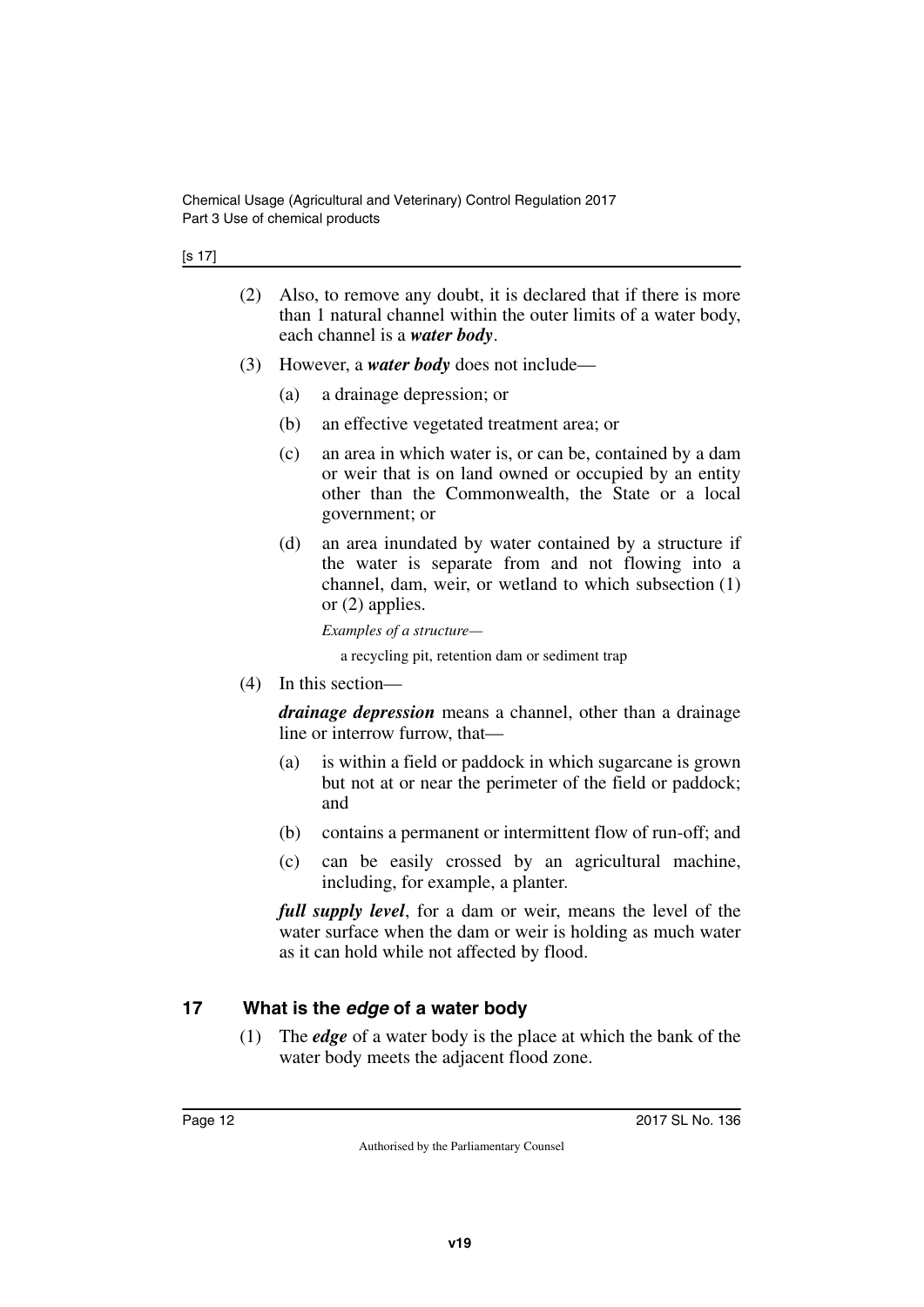(2) Also, to remove any doubt, it is declared that if there is more than 1 natural channel within the outer limits of a water body, each channel is a ***water body***.

(3) However, a ***water body*** does not include—

(a) a drainage depression; or

(b) an effective vegetated treatment area; or

(c) an area in which water is, or can be, contained by a dam or weir that is on land owned or occupied by an entity other than the Commonwealth, the State or a local government; or

(d) an area inundated by water contained by a structure if the water is separate from and not flowing into a channel, dam, weir, or wetland to which subsection (1) or (2) applies.

*Examples of a structure—*

a recycling pit, retention dam or sediment trap

(4) In this section—

***drainage depression*** means a channel, other than a drainage line or interrow furrow, that—

(a) is within a field or paddock in which sugarcane is grown but not at or near the perimeter of the field or paddock; and

(b) contains a permanent or intermittent flow of run-off; and

(c) can be easily crossed by an agricultural machine, including, for example, a planter.

***full supply level***, for a dam or weir, means the level of the water surface when the dam or weir is holding as much water as it can hold while not affected by flood.

## 17 What is the *edge* of a water body

(1) The ***edge*** of a water body is the place at which the bank of the water body meets the adjacent flood zone.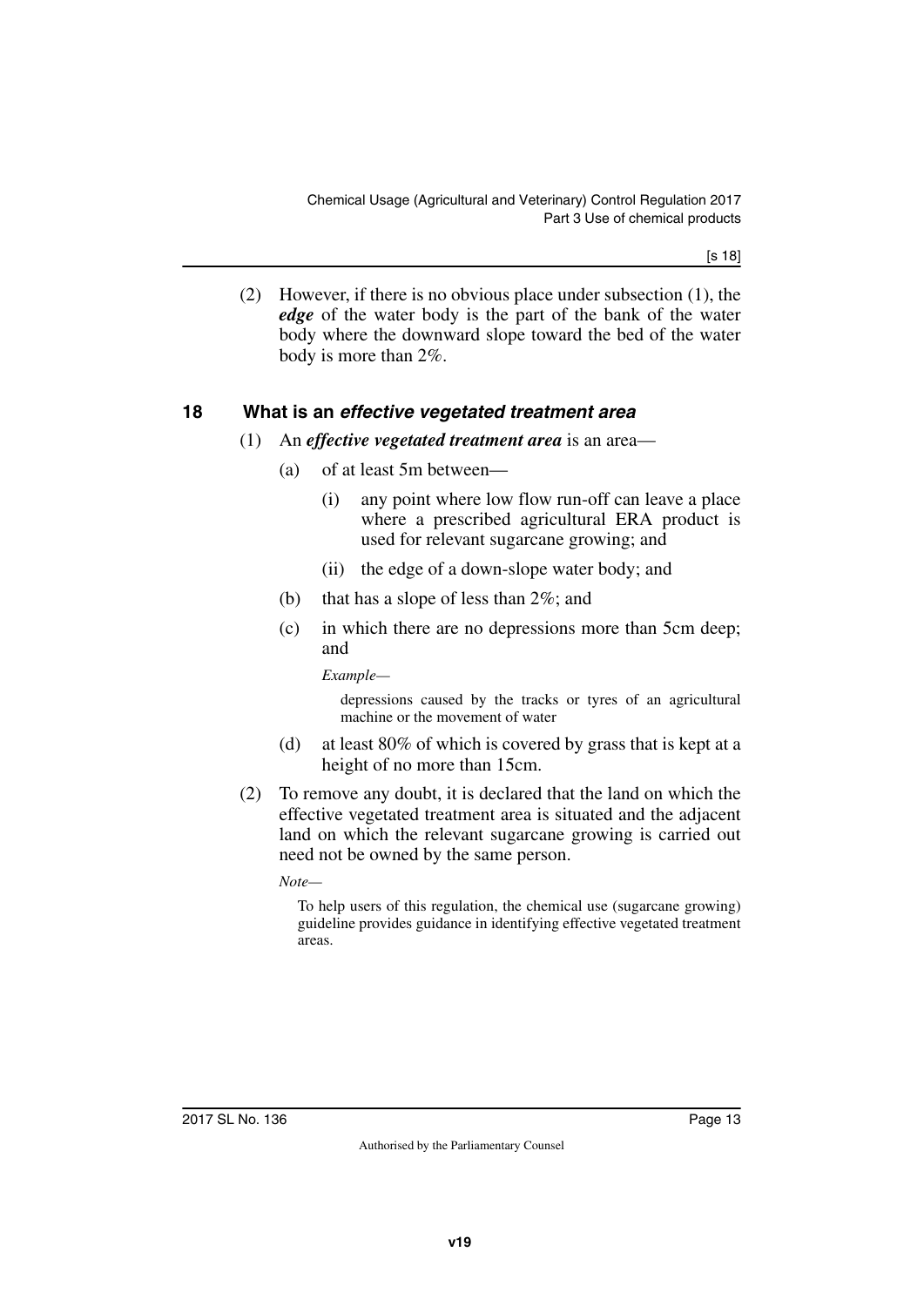(2) However, if there is no obvious place under subsection (1), the ***edge*** of the water body is the part of the bank of the water body where the downward slope toward the bed of the water body is more than 2%.

## 18 What is an *effective vegetated treatment area*

(1) An ***effective vegetated treatment area*** is an area—

(a) of at least 5m between—

(i) any point where low flow run-off can leave a place where a prescribed agricultural ERA product is used for relevant sugarcane growing; and

(ii) the edge of a down-slope water body; and

(b) that has a slope of less than 2%; and

(c) in which there are no depressions more than 5cm deep; and

*Example—*

depressions caused by the tracks or tyres of an agricultural machine or the movement of water

(d) at least 80% of which is covered by grass that is kept at a height of no more than 15cm.

(2) To remove any doubt, it is declared that the land on which the effective vegetated treatment area is situated and the adjacent land on which the relevant sugarcane growing is carried out need not be owned by the same person.

*Note—*

To help users of this regulation, the chemical use (sugarcane growing) guideline provides guidance in identifying effective vegetated treatment areas.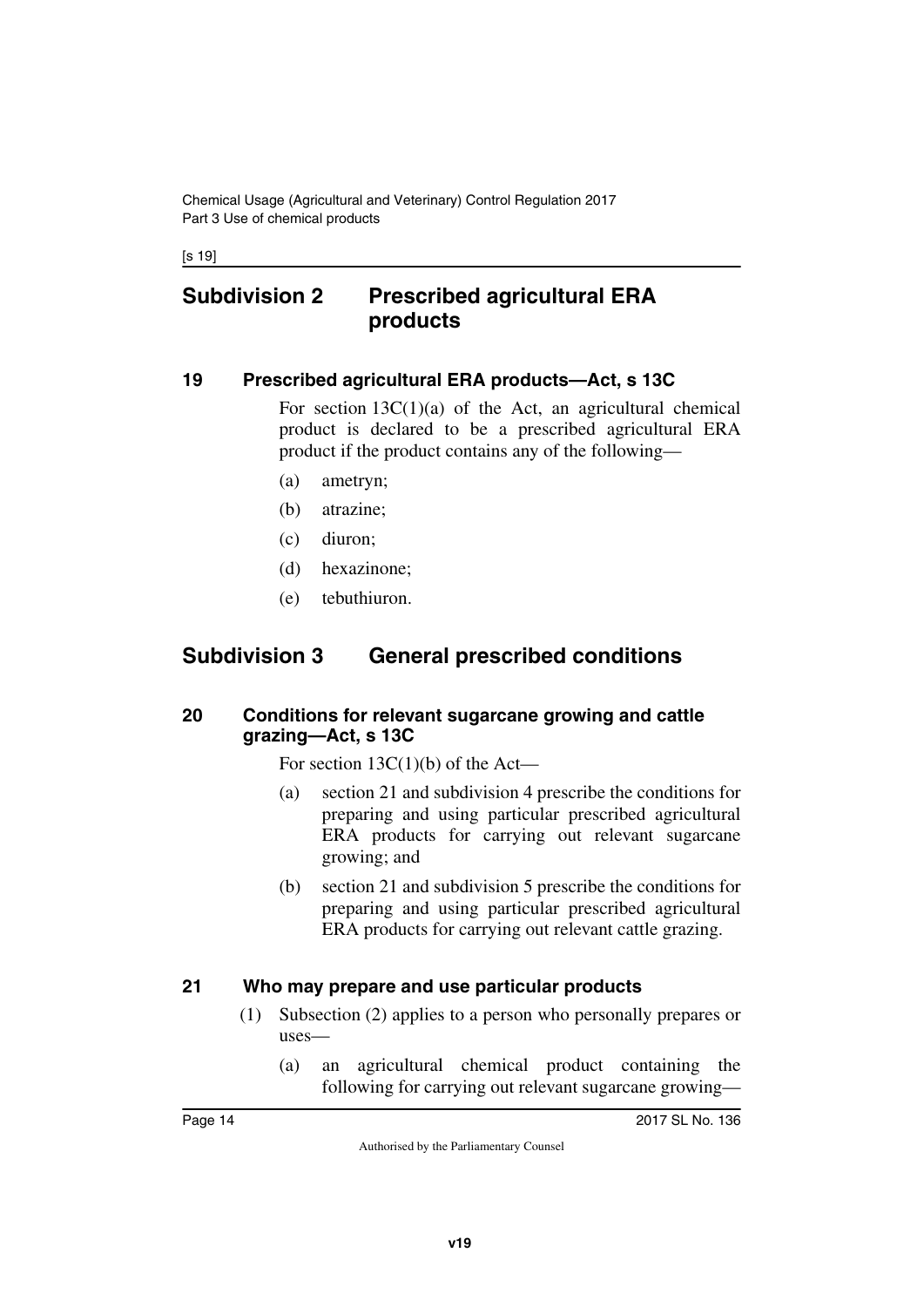## Subdivision 2 Prescribed agricultural ERA products

### 19 Prescribed agricultural ERA products—Act, s 13C

For section 13C(1)(a) of the Act, an agricultural chemical product is declared to be a prescribed agricultural ERA product if the product contains any of the following—

(a) ametryn;

(b) atrazine;

(c) diuron;

(d) hexazinone;

(e) tebuthiuron.

## Subdivision 3 General prescribed conditions

### 20 Conditions for relevant sugarcane growing and cattle grazing—Act, s 13C

For section 13C(1)(b) of the Act—

(a) section 21 and subdivision 4 prescribe the conditions for preparing and using particular prescribed agricultural ERA products for carrying out relevant sugarcane growing; and

(b) section 21 and subdivision 5 prescribe the conditions for preparing and using particular prescribed agricultural ERA products for carrying out relevant cattle grazing.

### 21 Who may prepare and use particular products

(1) Subsection (2) applies to a person who personally prepares or uses—

(a) an agricultural chemical product containing the following for carrying out relevant sugarcane growing—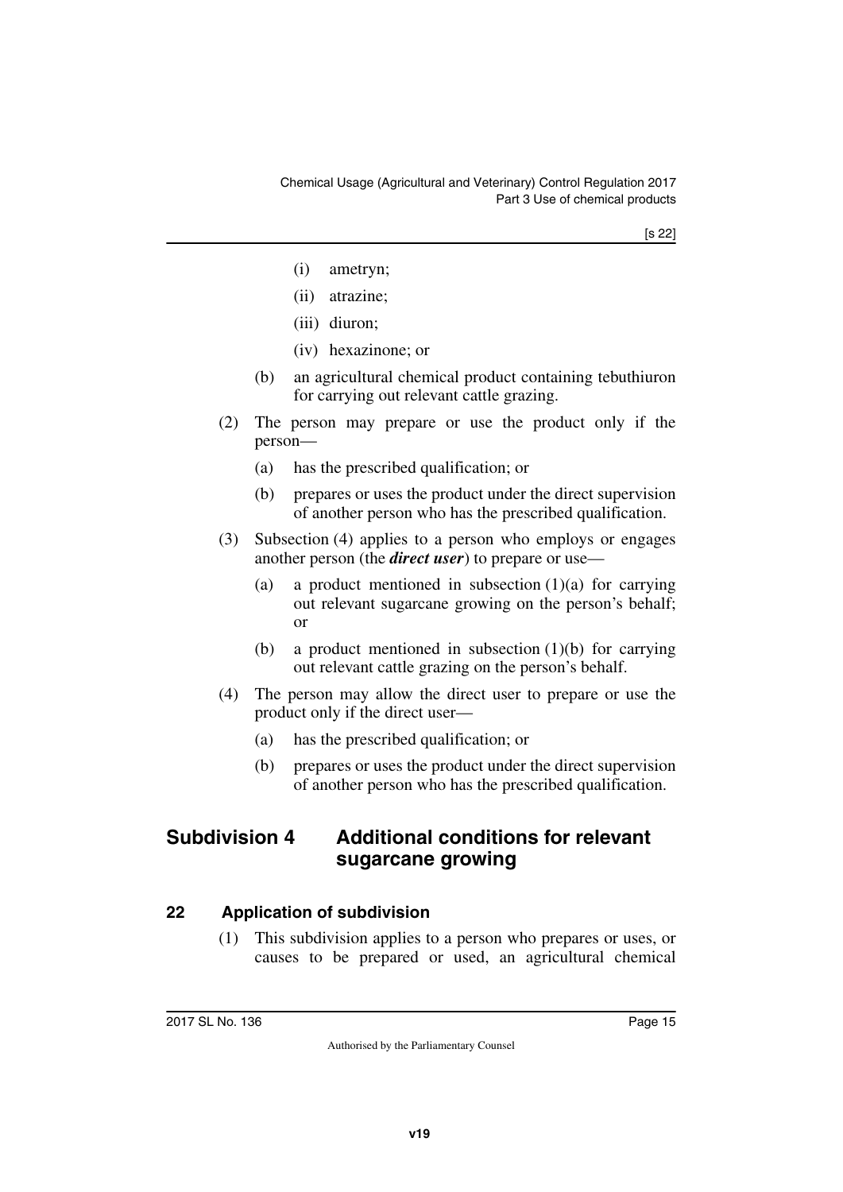(i) ametryn;

(ii) atrazine;

(iii) diuron;

(iv) hexazinone; or

(b) an agricultural chemical product containing tebuthiuron for carrying out relevant cattle grazing.

(2) The person may prepare or use the product only if the person—

(a) has the prescribed qualification; or

(b) prepares or uses the product under the direct supervision of another person who has the prescribed qualification.

(3) Subsection (4) applies to a person who employs or engages another person (the ***direct user***) to prepare or use—

(a) a product mentioned in subsection (1)(a) for carrying out relevant sugarcane growing on the person's behalf; or

(b) a product mentioned in subsection (1)(b) for carrying out relevant cattle grazing on the person's behalf.

(4) The person may allow the direct user to prepare or use the product only if the direct user—

(a) has the prescribed qualification; or

(b) prepares or uses the product under the direct supervision of another person who has the prescribed qualification.

## Subdivision 4 Additional conditions for relevant sugarcane growing

### 22 Application of subdivision

(1) This subdivision applies to a person who prepares or uses, or causes to be prepared or used, an agricultural chemical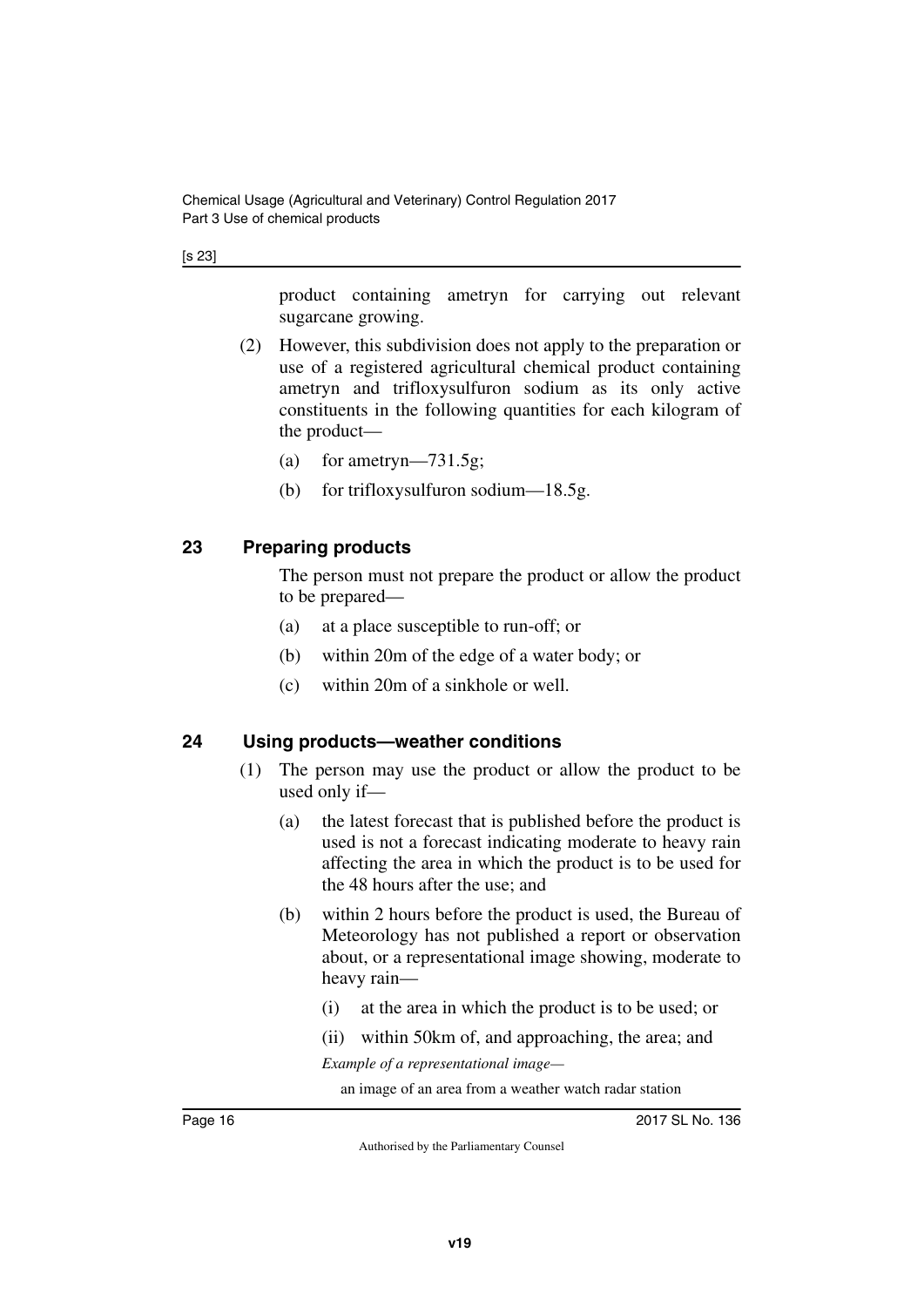product containing ametryn for carrying out relevant sugarcane growing.

(2) However, this subdivision does not apply to the preparation or use of a registered agricultural chemical product containing ametryn and trifloxysulfuron sodium as its only active constituents in the following quantities for each kilogram of the product—

(a) for ametryn—731.5g;

(b) for trifloxysulfuron sodium—18.5g.

## 23 Preparing products

The person must not prepare the product or allow the product to be prepared—

(a) at a place susceptible to run-off; or

(b) within 20m of the edge of a water body; or

(c) within 20m of a sinkhole or well.

## 24 Using products—weather conditions

(1) The person may use the product or allow the product to be used only if—

(a) the latest forecast that is published before the product is used is not a forecast indicating moderate to heavy rain affecting the area in which the product is to be used for the 48 hours after the use; and

(b) within 2 hours before the product is used, the Bureau of Meteorology has not published a report or observation about, or a representational image showing, moderate to heavy rain—

(i) at the area in which the product is to be used; or

(ii) within 50km of, and approaching, the area; and

*Example of a representational image—*

an image of an area from a weather watch radar station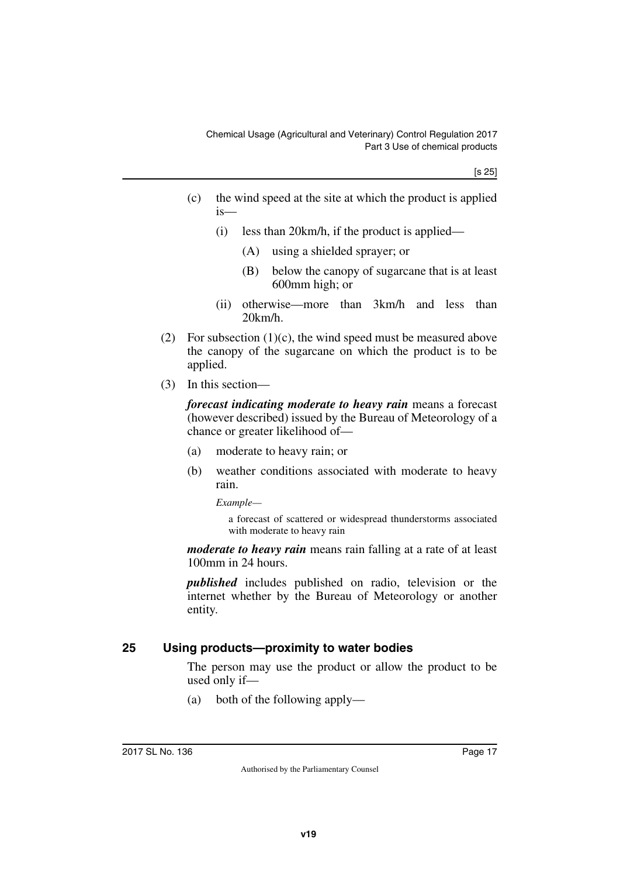(c) the wind speed at the site at which the product is applied is—

(i) less than 20km/h, if the product is applied—

(A) using a shielded sprayer; or

(B) below the canopy of sugarcane that is at least 600mm high; or

(ii) otherwise—more than 3km/h and less than 20km/h.

(2) For subsection (1)(c), the wind speed must be measured above the canopy of the sugarcane on which the product is to be applied.

(3) In this section—

***forecast indicating moderate to heavy rain*** means a forecast (however described) issued by the Bureau of Meteorology of a chance or greater likelihood of—

(a) moderate to heavy rain; or

(b) weather conditions associated with moderate to heavy rain.

*Example—*

a forecast of scattered or widespread thunderstorms associated with moderate to heavy rain

***moderate to heavy rain*** means rain falling at a rate of at least 100mm in 24 hours.

***published*** includes published on radio, television or the internet whether by the Bureau of Meteorology or another entity.

## 25 Using products—proximity to water bodies

The person may use the product or allow the product to be used only if—

(a) both of the following apply—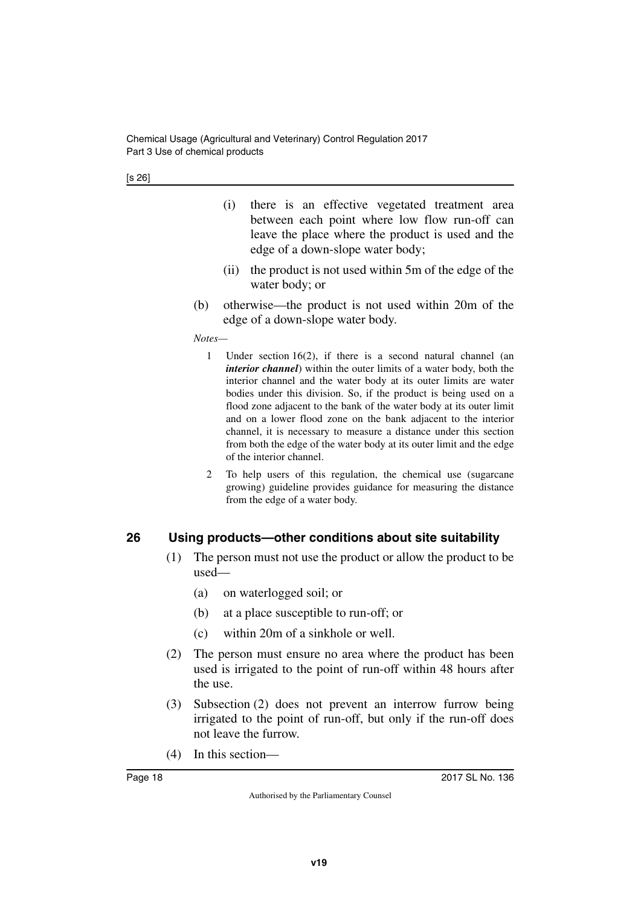(i) there is an effective vegetated treatment area between each point where low flow run-off can leave the place where the product is used and the edge of a down-slope water body;

(ii) the product is not used within 5m of the edge of the water body; or

(b) otherwise—the product is not used within 20m of the edge of a down-slope water body.

*Notes—*

1 Under section 16(2), if there is a second natural channel (an ***interior channel***) within the outer limits of a water body, both the interior channel and the water body at its outer limits are water bodies under this division. So, if the product is being used on a flood zone adjacent to the bank of the water body at its outer limit and on a lower flood zone on the bank adjacent to the interior channel, it is necessary to measure a distance under this section from both the edge of the water body at its outer limit and the edge of the interior channel.

2 To help users of this regulation, the chemical use (sugarcane growing) guideline provides guidance for measuring the distance from the edge of a water body.

## 26 Using products—other conditions about site suitability

(1) The person must not use the product or allow the product to be used—

(a) on waterlogged soil; or

(b) at a place susceptible to run-off; or

(c) within 20m of a sinkhole or well.

(2) The person must ensure no area where the product has been used is irrigated to the point of run-off within 48 hours after the use.

(3) Subsection (2) does not prevent an interrow furrow being irrigated to the point of run-off, but only if the run-off does not leave the furrow.

(4) In this section—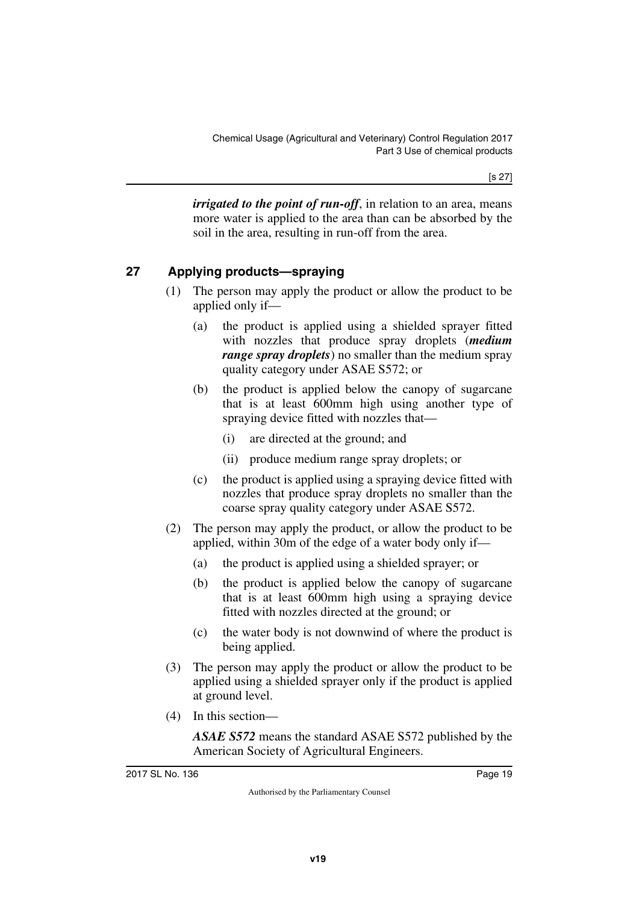***irrigated to the point of run-off***, in relation to an area, means more water is applied to the area than can be absorbed by the soil in the area, resulting in run-off from the area.

## 27 Applying products—spraying

(1) The person may apply the product or allow the product to be applied only if—

(a) the product is applied using a shielded sprayer fitted with nozzles that produce spray droplets (***medium range spray droplets***) no smaller than the medium spray quality category under ASAE S572; or

(b) the product is applied below the canopy of sugarcane that is at least 600mm high using another type of spraying device fitted with nozzles that—

(i) are directed at the ground; and

(ii) produce medium range spray droplets; or

(c) the product is applied using a spraying device fitted with nozzles that produce spray droplets no smaller than the coarse spray quality category under ASAE S572.

(2) The person may apply the product, or allow the product to be applied, within 30m of the edge of a water body only if—

(a) the product is applied using a shielded sprayer; or

(b) the product is applied below the canopy of sugarcane that is at least 600mm high using a spraying device fitted with nozzles directed at the ground; or

(c) the water body is not downwind of where the product is being applied.

(3) The person may apply the product or allow the product to be applied using a shielded sprayer only if the product is applied at ground level.

(4) In this section—

***ASAE S572*** means the standard ASAE S572 published by the American Society of Agricultural Engineers.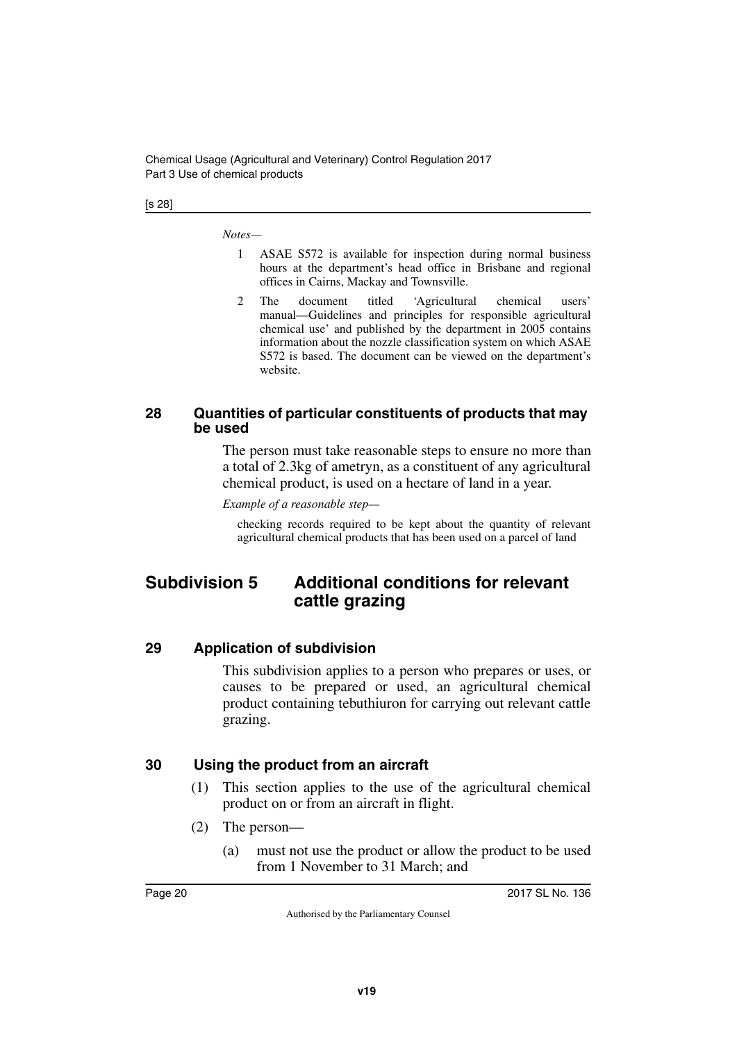*Notes—*

1. ASAE S572 is available for inspection during normal business hours at the department's head office in Brisbane and regional offices in Cairns, Mackay and Townsville.
2. The document titled 'Agricultural chemical users' manual—Guidelines and principles for responsible agricultural chemical use' and published by the department in 2005 contains information about the nozzle classification system on which ASAE S572 is based. The document can be viewed on the department's website.

### 28 Quantities of particular constituents of products that may be used

The person must take reasonable steps to ensure no more than a total of 2.3kg of ametryn, as a constituent of any agricultural chemical product, is used on a hectare of land in a year.

*Example of a reasonable step—*

checking records required to be kept about the quantity of relevant agricultural chemical products that has been used on a parcel of land

## Subdivision 5 Additional conditions for relevant cattle grazing

### 29 Application of subdivision

This subdivision applies to a person who prepares or uses, or causes to be prepared or used, an agricultural chemical product containing tebuthiuron for carrying out relevant cattle grazing.

### 30 Using the product from an aircraft

(1) This section applies to the use of the agricultural chemical product on or from an aircraft in flight.

(2) The person—

(a) must not use the product or allow the product to be used from 1 November to 31 March; and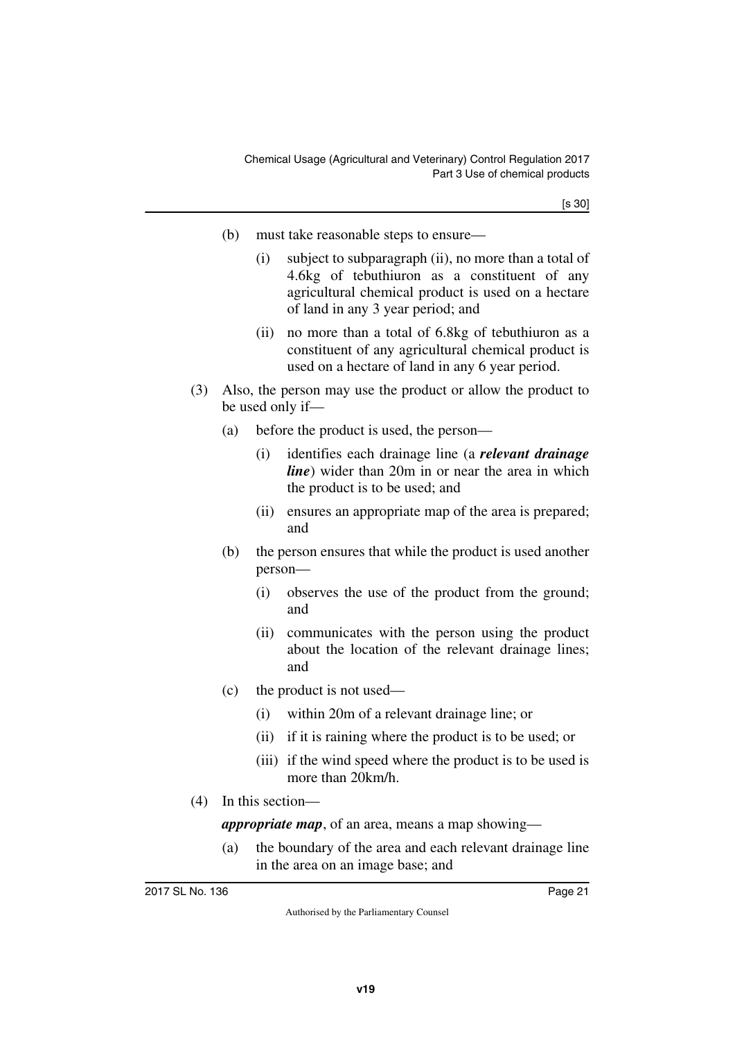(b) must take reasonable steps to ensure—

    (i) subject to subparagraph (ii), no more than a total of 4.6kg of tebuthiuron as a constituent of any agricultural chemical product is used on a hectare of land in any 3 year period; and

    (ii) no more than a total of 6.8kg of tebuthiuron as a constituent of any agricultural chemical product is used on a hectare of land in any 6 year period.

(3) Also, the person may use the product or allow the product to be used only if—

(a) before the product is used, the person—

    (i) identifies each drainage line (a ***relevant drainage line***) wider than 20m in or near the area in which the product is to be used; and

    (ii) ensures an appropriate map of the area is prepared; and

(b) the person ensures that while the product is used another person—

    (i) observes the use of the product from the ground; and

    (ii) communicates with the person using the product about the location of the relevant drainage lines; and

(c) the product is not used—

    (i) within 20m of a relevant drainage line; or

    (ii) if it is raining where the product is to be used; or

    (iii) if the wind speed where the product is to be used is more than 20km/h.

(4) In this section—

***appropriate map***, of an area, means a map showing—

(a) the boundary of the area and each relevant drainage line in the area on an image base; and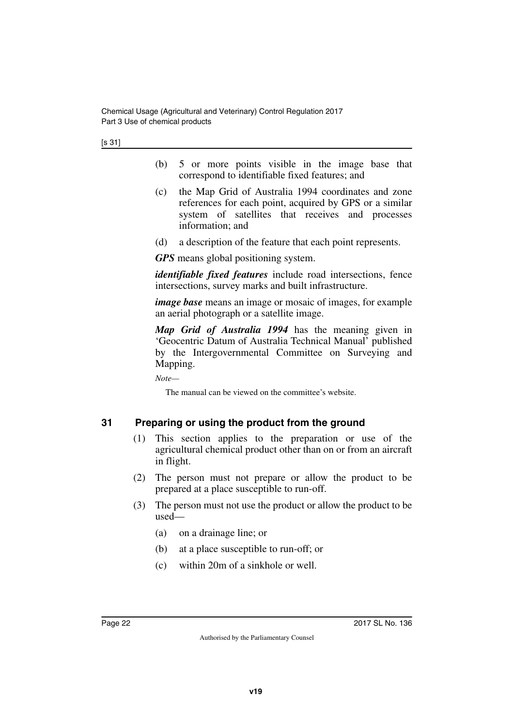(b) 5 or more points visible in the image base that correspond to identifiable fixed features; and

(c) the Map Grid of Australia 1994 coordinates and zone references for each point, acquired by GPS or a similar system of satellites that receives and processes information; and

(d) a description of the feature that each point represents.

***GPS*** means global positioning system.

***identifiable fixed features*** include road intersections, fence intersections, survey marks and built infrastructure.

***image base*** means an image or mosaic of images, for example an aerial photograph or a satellite image.

***Map Grid of Australia 1994*** has the meaning given in 'Geocentric Datum of Australia Technical Manual' published by the Intergovernmental Committee on Surveying and Mapping.

*Note—*

The manual can be viewed on the committee's website.

## 31 Preparing or using the product from the ground

(1) This section applies to the preparation or use of the agricultural chemical product other than on or from an aircraft in flight.

(2) The person must not prepare or allow the product to be prepared at a place susceptible to run-off.

(3) The person must not use the product or allow the product to be used—

(a) on a drainage line; or

(b) at a place susceptible to run-off; or

(c) within 20m of a sinkhole or well.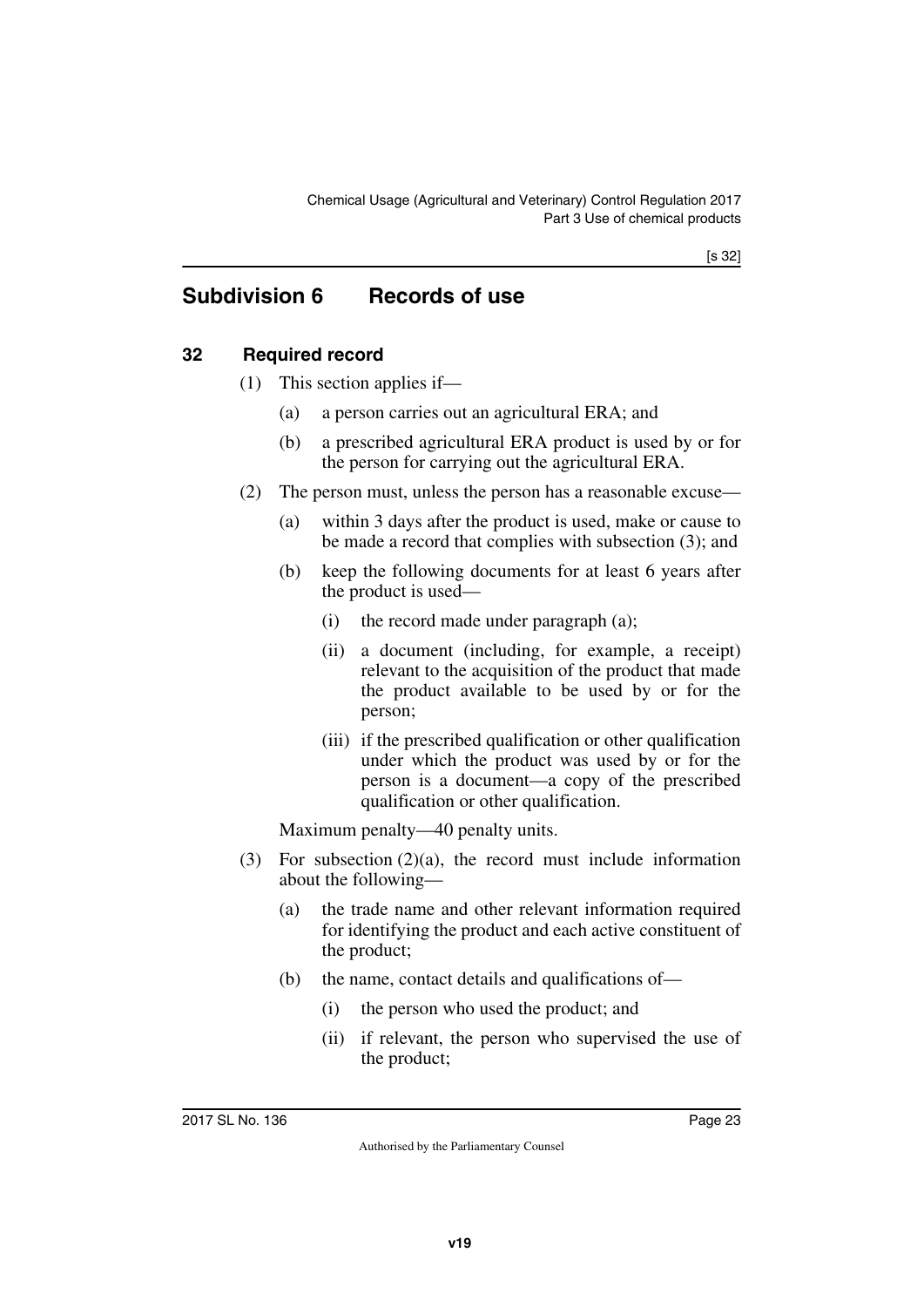## Subdivision 6 Records of use

### 32 Required record

(1) This section applies if—

(a) a person carries out an agricultural ERA; and

(b) a prescribed agricultural ERA product is used by or for the person for carrying out the agricultural ERA.

(2) The person must, unless the person has a reasonable excuse—

(a) within 3 days after the product is used, make or cause to be made a record that complies with subsection (3); and

(b) keep the following documents for at least 6 years after the product is used—

(i) the record made under paragraph (a);

(ii) a document (including, for example, a receipt) relevant to the acquisition of the product that made the product available to be used by or for the person;

(iii) if the prescribed qualification or other qualification under which the product was used by or for the person is a document—a copy of the prescribed qualification or other qualification.

Maximum penalty—40 penalty units.

(3) For subsection (2)(a), the record must include information about the following—

(a) the trade name and other relevant information required for identifying the product and each active constituent of the product;

(b) the name, contact details and qualifications of—

(i) the person who used the product; and

(ii) if relevant, the person who supervised the use of the product;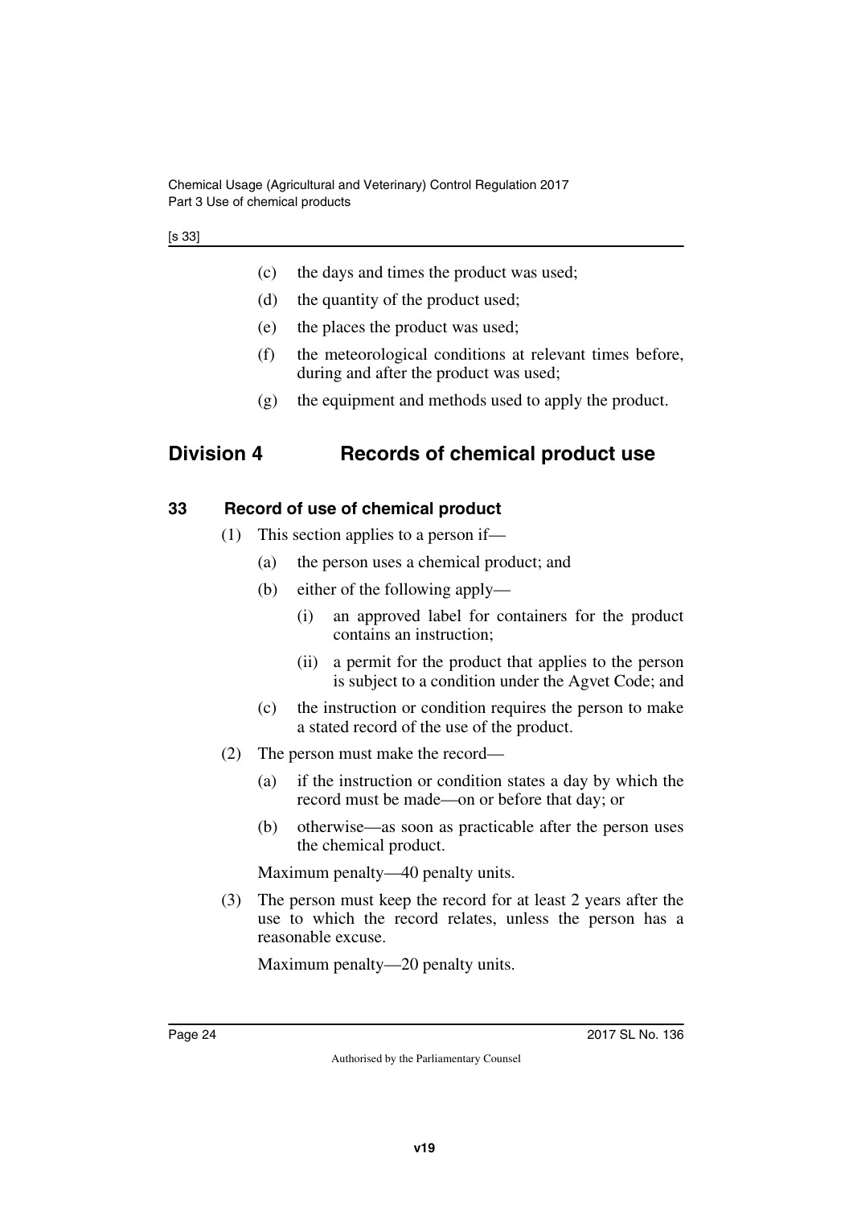(c) the days and times the product was used;

(d) the quantity of the product used;

(e) the places the product was used;

(f) the meteorological conditions at relevant times before, during and after the product was used;

(g) the equipment and methods used to apply the product.

## Division 4 Records of chemical product use

### 33 Record of use of chemical product

(1) This section applies to a person if—

(a) the person uses a chemical product; and

(b) either of the following apply—

(i) an approved label for containers for the product contains an instruction;

(ii) a permit for the product that applies to the person is subject to a condition under the Agvet Code; and

(c) the instruction or condition requires the person to make a stated record of the use of the product.

(2) The person must make the record—

(a) if the instruction or condition states a day by which the record must be made—on or before that day; or

(b) otherwise—as soon as practicable after the person uses the chemical product.

Maximum penalty—40 penalty units.

(3) The person must keep the record for at least 2 years after the use to which the record relates, unless the person has a reasonable excuse.

Maximum penalty—20 penalty units.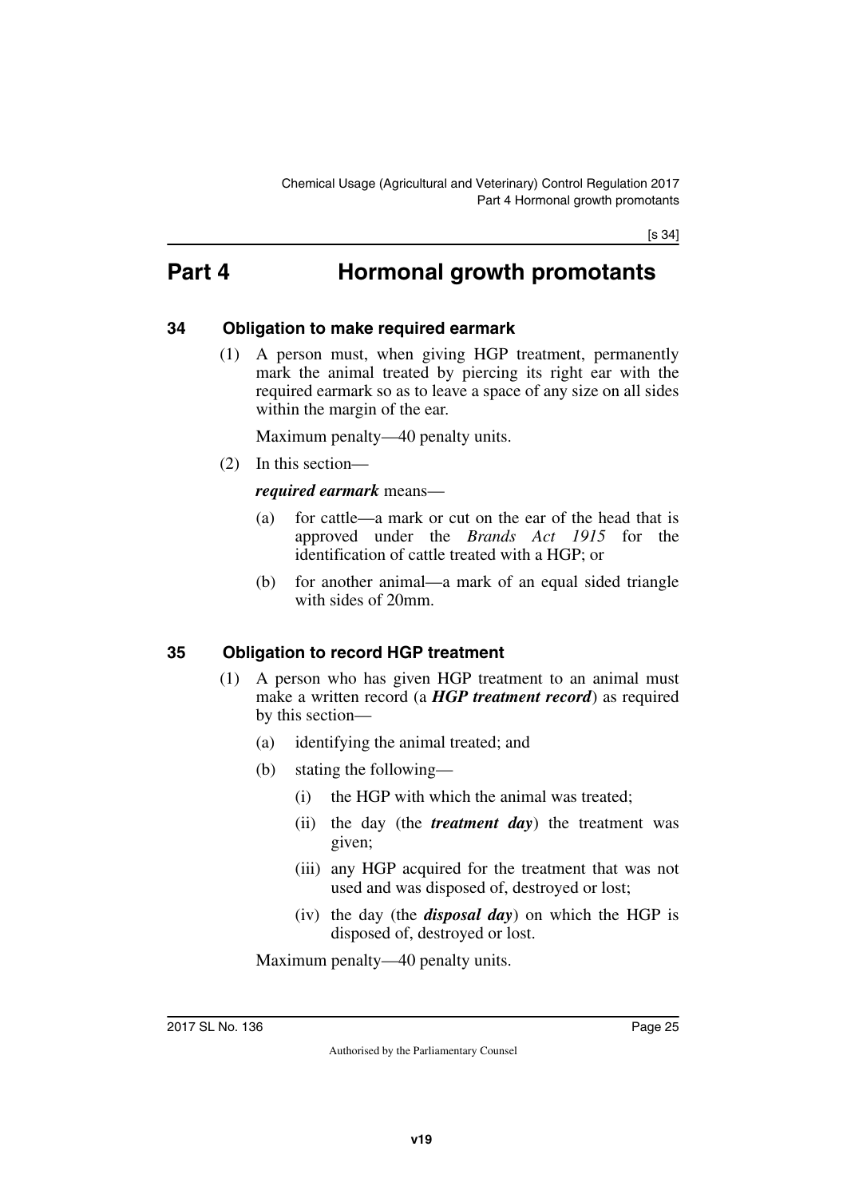# Part 4 Hormonal growth promotants

## 34 Obligation to make required earmark

(1) A person must, when giving HGP treatment, permanently mark the animal treated by piercing its right ear with the required earmark so as to leave a space of any size on all sides within the margin of the ear.

Maximum penalty—40 penalty units.

(2) In this section—

***required earmark*** means—

(a) for cattle—a mark or cut on the ear of the head that is approved under the *Brands Act 1915* for the identification of cattle treated with a HGP; or

(b) for another animal—a mark of an equal sided triangle with sides of 20mm.

## 35 Obligation to record HGP treatment

(1) A person who has given HGP treatment to an animal must make a written record (a ***HGP treatment record***) as required by this section—

(a) identifying the animal treated; and

(b) stating the following—

(i) the HGP with which the animal was treated;

(ii) the day (the ***treatment day***) the treatment was given;

(iii) any HGP acquired for the treatment that was not used and was disposed of, destroyed or lost;

(iv) the day (the ***disposal day***) on which the HGP is disposed of, destroyed or lost.

Maximum penalty—40 penalty units.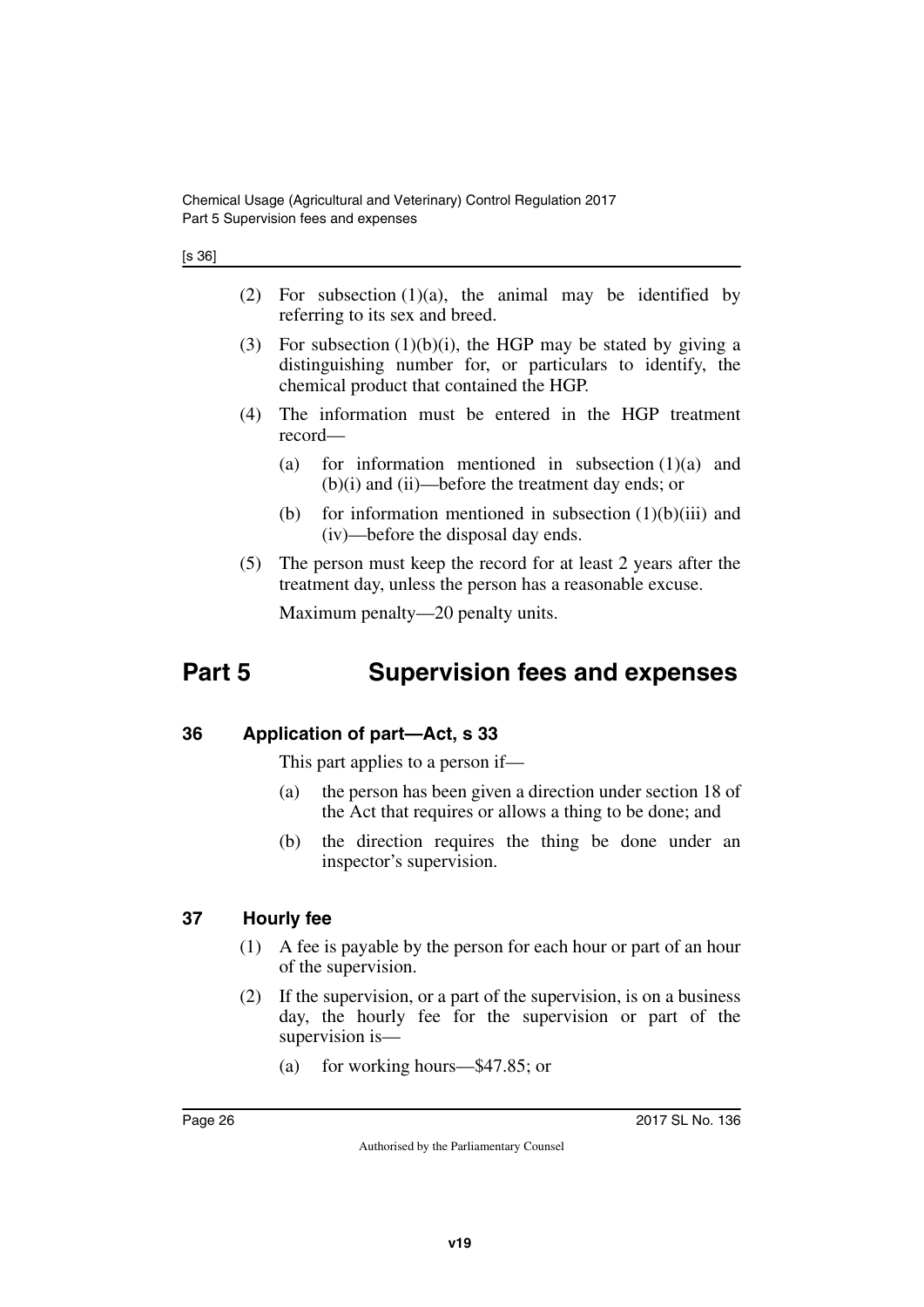(2) For subsection (1)(a), the animal may be identified by referring to its sex and breed.

(3) For subsection (1)(b)(i), the HGP may be stated by giving a distinguishing number for, or particulars to identify, the chemical product that contained the HGP.

(4) The information must be entered in the HGP treatment record—

(a) for information mentioned in subsection (1)(a) and (b)(i) and (ii)—before the treatment day ends; or

(b) for information mentioned in subsection (1)(b)(iii) and (iv)—before the disposal day ends.

(5) The person must keep the record for at least 2 years after the treatment day, unless the person has a reasonable excuse.

Maximum penalty—20 penalty units.

# Part 5 Supervision fees and expenses

## 36 Application of part—Act, s 33

This part applies to a person if—

(a) the person has been given a direction under section 18 of the Act that requires or allows a thing to be done; and

(b) the direction requires the thing be done under an inspector's supervision.

## 37 Hourly fee

(1) A fee is payable by the person for each hour or part of an hour of the supervision.

(2) If the supervision, or a part of the supervision, is on a business day, the hourly fee for the supervision or part of the supervision is—

(a) for working hours—$47.85; or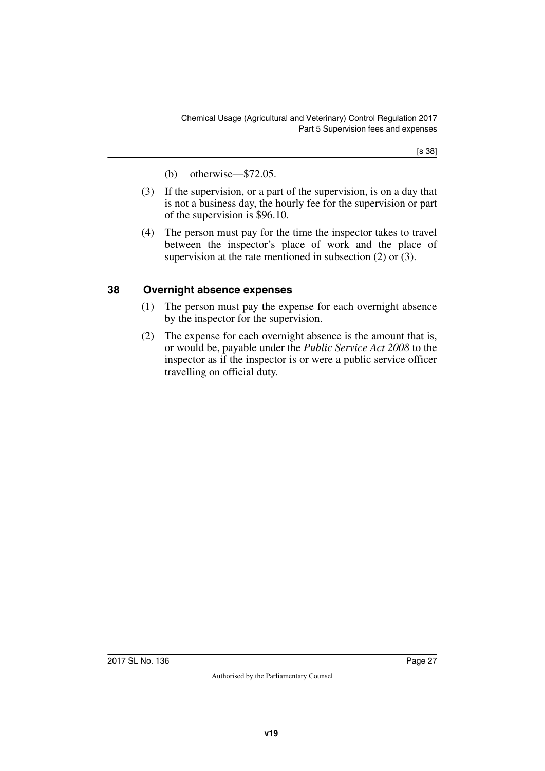(b) otherwise—$72.05.

(3) If the supervision, or a part of the supervision, is on a day that is not a business day, the hourly fee for the supervision or part of the supervision is $96.10.

(4) The person must pay for the time the inspector takes to travel between the inspector's place of work and the place of supervision at the rate mentioned in subsection (2) or (3).

## 38 Overnight absence expenses

(1) The person must pay the expense for each overnight absence by the inspector for the supervision.

(2) The expense for each overnight absence is the amount that is, or would be, payable under the *Public Service Act 2008* to the inspector as if the inspector is or were a public service officer travelling on official duty.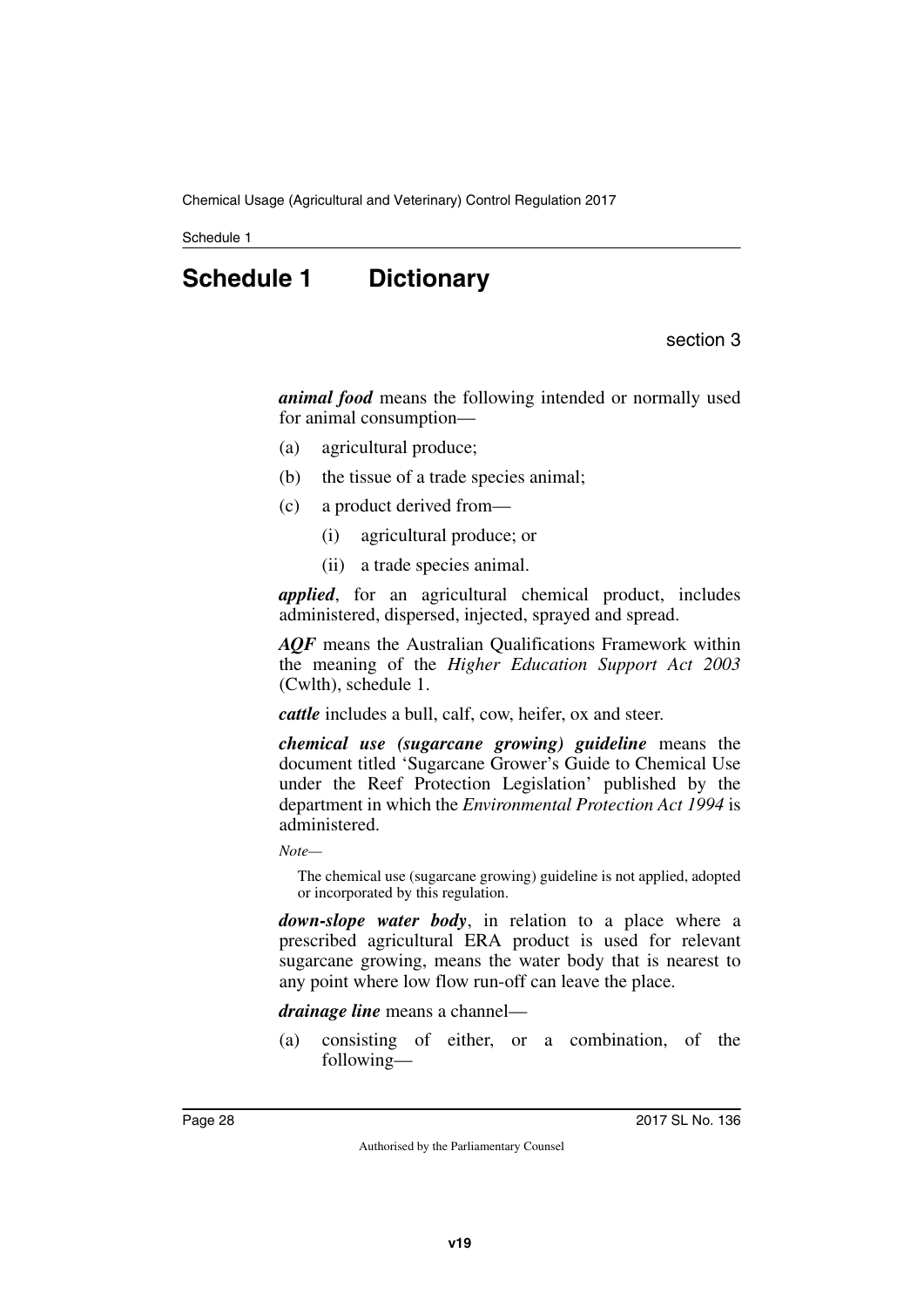# Schedule 1 Dictionary

section 3

***animal food*** means the following intended or normally used for animal consumption—

(a) agricultural produce;

(b) the tissue of a trade species animal;

(c) a product derived from—

   (i) agricultural produce; or

   (ii) a trade species animal.

***applied***, for an agricultural chemical product, includes administered, dispersed, injected, sprayed and spread.

***AQF*** means the Australian Qualifications Framework within the meaning of the *Higher Education Support Act 2003* (Cwlth), schedule 1.

***cattle*** includes a bull, calf, cow, heifer, ox and steer.

***chemical use (sugarcane growing) guideline*** means the document titled 'Sugarcane Grower's Guide to Chemical Use under the Reef Protection Legislation' published by the department in which the *Environmental Protection Act 1994* is administered.

*Note—*

The chemical use (sugarcane growing) guideline is not applied, adopted or incorporated by this regulation.

***down-slope water body***, in relation to a place where a prescribed agricultural ERA product is used for relevant sugarcane growing, means the water body that is nearest to any point where low flow run-off can leave the place.

***drainage line*** means a channel—

(a) consisting of either, or a combination, of the following—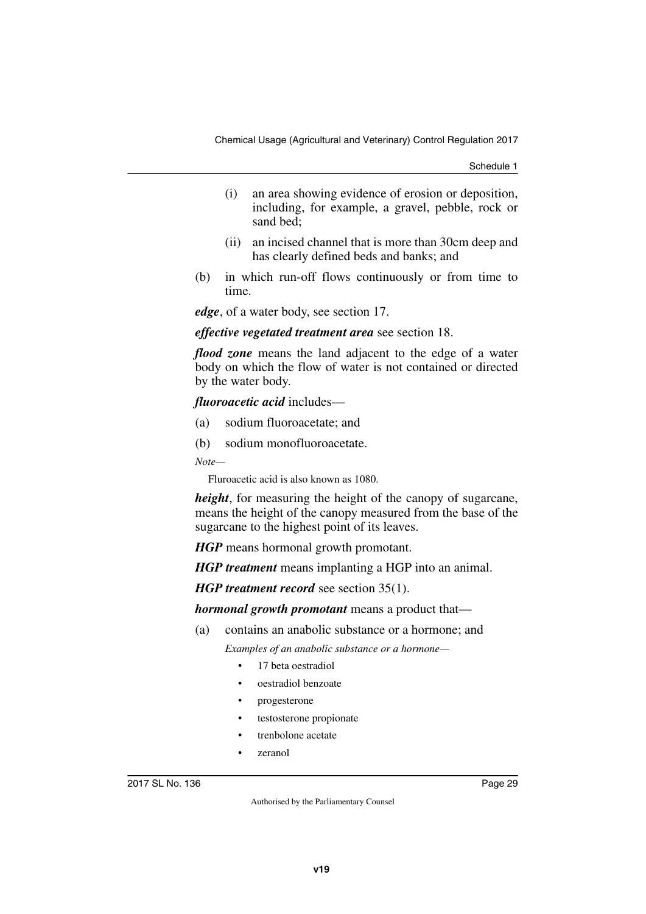(i) an area showing evidence of erosion or deposition, including, for example, a gravel, pebble, rock or sand bed;

(ii) an incised channel that is more than 30cm deep and has clearly defined beds and banks; and

(b) in which run-off flows continuously or from time to time.

***edge***, of a water body, see section 17.

***effective vegetated treatment area*** see section 18.

***flood zone*** means the land adjacent to the edge of a water body on which the flow of water is not contained or directed by the water body.

***fluoroacetic acid*** includes—

(a) sodium fluoroacetate; and

(b) sodium monofluoroacetate.

*Note—*

Fluroacetic acid is also known as 1080.

***height***, for measuring the height of the canopy of sugarcane, means the height of the canopy measured from the base of the sugarcane to the highest point of its leaves.

***HGP*** means hormonal growth promotant.

***HGP treatment*** means implanting a HGP into an animal.

***HGP treatment record*** see section 35(1).

***hormonal growth promotant*** means a product that—

(a) contains an anabolic substance or a hormone; and

*Examples of an anabolic substance or a hormone—*

- 17 beta oestradiol
- oestradiol benzoate
- progesterone
- testosterone propionate
- trenbolone acetate
- zeranol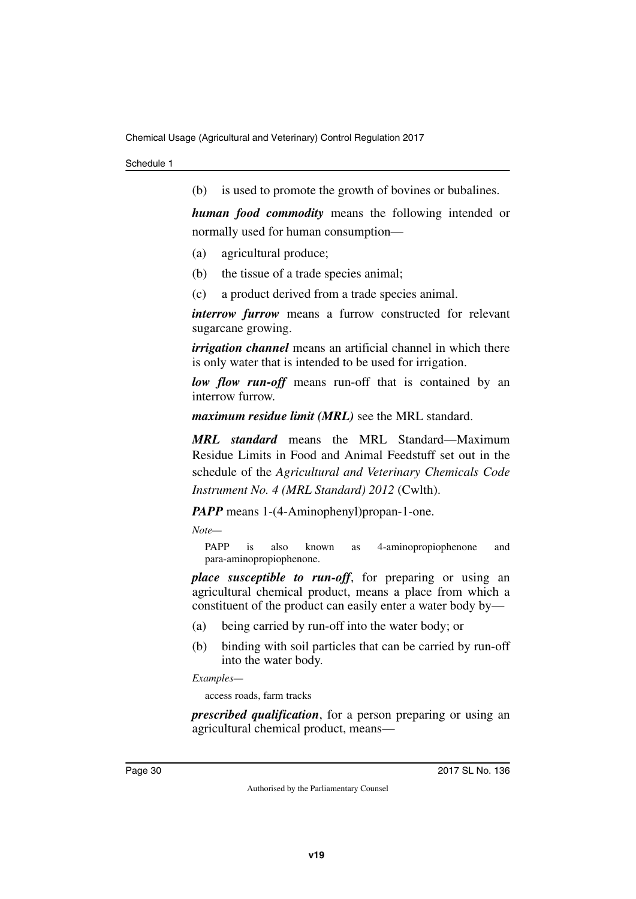(b) is used to promote the growth of bovines or bubalines.

***human food commodity*** means the following intended or normally used for human consumption—

(a) agricultural produce;

(b) the tissue of a trade species animal;

(c) a product derived from a trade species animal.

***interrow furrow*** means a furrow constructed for relevant sugarcane growing.

***irrigation channel*** means an artificial channel in which there is only water that is intended to be used for irrigation.

***low flow run-off*** means run-off that is contained by an interrow furrow.

***maximum residue limit (MRL)*** see the MRL standard.

***MRL standard*** means the MRL Standard—Maximum Residue Limits in Food and Animal Feedstuff set out in the schedule of the *Agricultural and Veterinary Chemicals Code Instrument No. 4 (MRL Standard) 2012* (Cwlth).

***PAPP*** means 1-(4-Aminophenyl)propan-1-one.

*Note—*

PAPP is also known as 4-aminopropiophenone and para-aminopropiophenone.

***place susceptible to run-off***, for preparing or using an agricultural chemical product, means a place from which a constituent of the product can easily enter a water body by—

(a) being carried by run-off into the water body; or

(b) binding with soil particles that can be carried by run-off into the water body.

*Examples—*

access roads, farm tracks

***prescribed qualification***, for a person preparing or using an agricultural chemical product, means—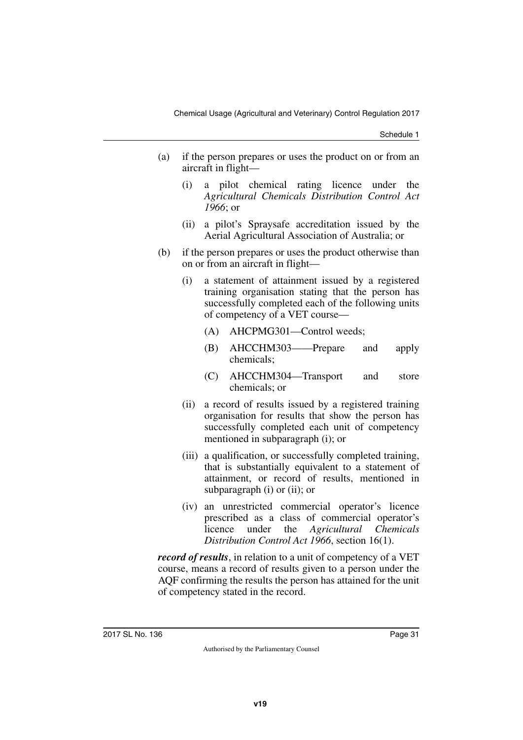(a) if the person prepares or uses the product on or from an aircraft in flight—

   (i) a pilot chemical rating licence under the *Agricultural Chemicals Distribution Control Act 1966*; or

   (ii) a pilot's Spraysafe accreditation issued by the Aerial Agricultural Association of Australia; or

(b) if the person prepares or uses the product otherwise than on or from an aircraft in flight—

   (i) a statement of attainment issued by a registered training organisation stating that the person has successfully completed each of the following units of competency of a VET course—

      (A) AHCPMG301—Control weeds;

      (B) AHCCHM303——Prepare and apply chemicals;

      (C) AHCCHM304—Transport and store chemicals; or

   (ii) a record of results issued by a registered training organisation for results that show the person has successfully completed each unit of competency mentioned in subparagraph (i); or

   (iii) a qualification, or successfully completed training, that is substantially equivalent to a statement of attainment, or record of results, mentioned in subparagraph (i) or (ii); or

   (iv) an unrestricted commercial operator's licence prescribed as a class of commercial operator's licence under the *Agricultural Chemicals Distribution Control Act 1966*, section 16(1).

***record of results***, in relation to a unit of competency of a VET course, means a record of results given to a person under the AQF confirming the results the person has attained for the unit of competency stated in the record.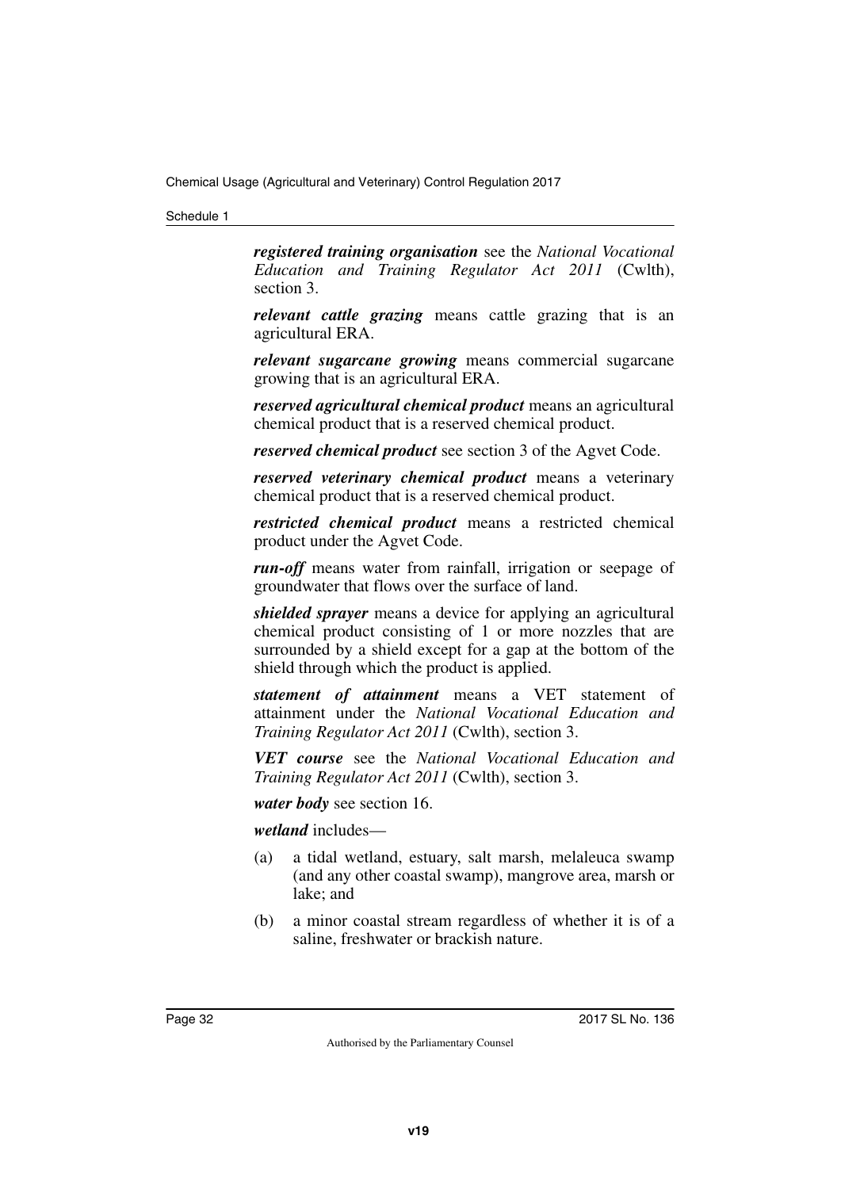***registered training organisation*** see the *National Vocational Education and Training Regulator Act 2011* (Cwlth), section 3.

***relevant cattle grazing*** means cattle grazing that is an agricultural ERA.

***relevant sugarcane growing*** means commercial sugarcane growing that is an agricultural ERA.

***reserved agricultural chemical product*** means an agricultural chemical product that is a reserved chemical product.

***reserved chemical product*** see section 3 of the Agvet Code.

***reserved veterinary chemical product*** means a veterinary chemical product that is a reserved chemical product.

***restricted chemical product*** means a restricted chemical product under the Agvet Code.

***run-off*** means water from rainfall, irrigation or seepage of groundwater that flows over the surface of land.

***shielded sprayer*** means a device for applying an agricultural chemical product consisting of 1 or more nozzles that are surrounded by a shield except for a gap at the bottom of the shield through which the product is applied.

***statement of attainment*** means a VET statement of attainment under the *National Vocational Education and Training Regulator Act 2011* (Cwlth), section 3.

***VET course*** see the *National Vocational Education and Training Regulator Act 2011* (Cwlth), section 3.

***water body*** see section 16.

***wetland*** includes—

(a) a tidal wetland, estuary, salt marsh, melaleuca swamp (and any other coastal swamp), mangrove area, marsh or lake; and

(b) a minor coastal stream regardless of whether it is of a saline, freshwater or brackish nature.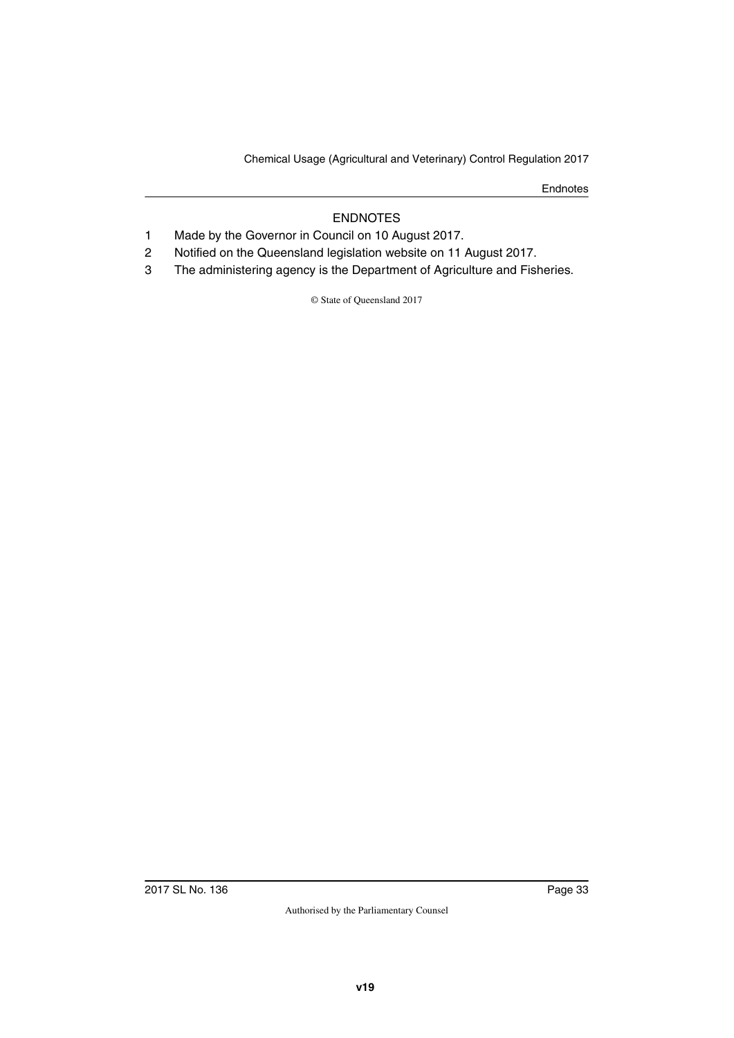## ENDNOTES

1 Made by the Governor in Council on 10 August 2017.

2 Notified on the Queensland legislation website on 11 August 2017.

3 The administering agency is the Department of Agriculture and Fisheries.

© State of Queensland 2017